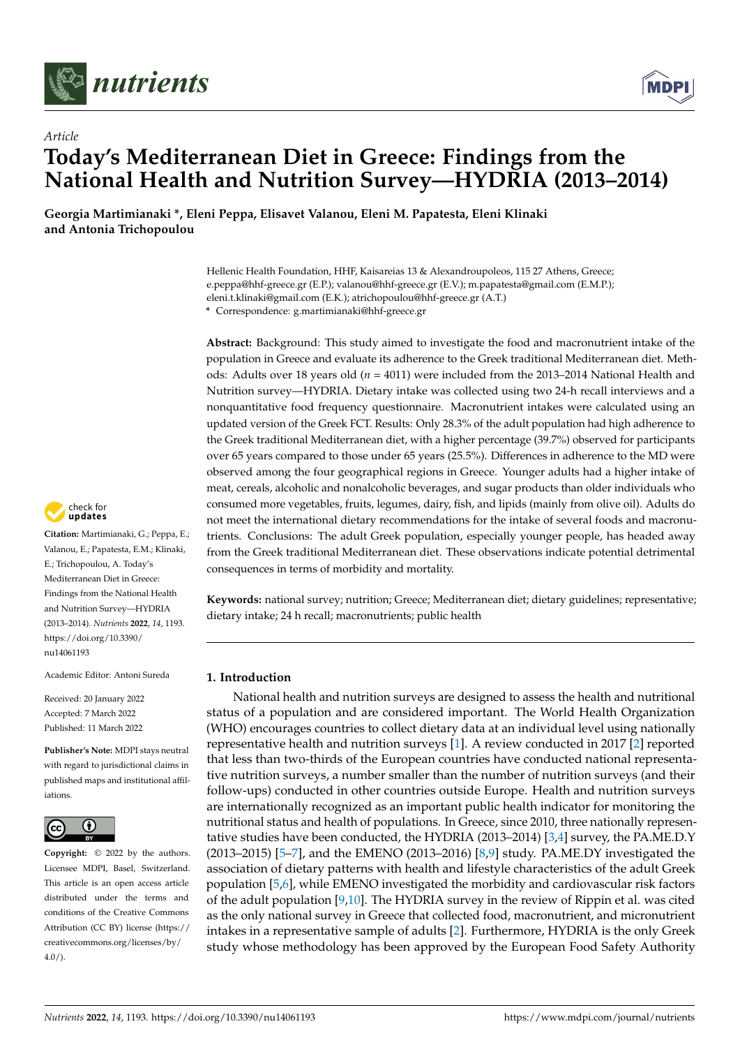*Article*

# Today's Mediterranean Diet in Greece: Findings from the National Health and Nutrition Survey—HYDRIA (2013–2014)

**Georgia Martimianaki \*, Eleni Peppa, Elisavet Valanou, Eleni M. Papatesta, Eleni Klinaki and Antonia Trichopoulou**

Hellenic Health Foundation, HHF, Kaisareias 13 & Alexandroupoleos, 115 27 Athens, Greece; e.peppa@hhf-greece.gr (E.P.); valanou@hhf-greece.gr (E.V.); m.papatesta@gmail.com (E.M.P.); eleni.t.klinaki@gmail.com (E.K.); atrichopoulou@hhf-greece.gr (A.T.)
\* Correspondence: g.martimianaki@hhf-greece.gr

**Abstract:** Background: This study aimed to investigate the food and macronutrient intake of the population in Greece and evaluate its adherence to the Greek traditional Mediterranean diet. Methods: Adults over 18 years old ($n$ = 4011) were included from the 2013–2014 National Health and Nutrition survey—HYDRIA. Dietary intake was collected using two 24-h recall interviews and a nonquantitative food frequency questionnaire. Macronutrient intakes were calculated using an updated version of the Greek FCT. Results: Only 28.3% of the adult population had high adherence to the Greek traditional Mediterranean diet, with a higher percentage (39.7%) observed for participants over 65 years compared to those under 65 years (25.5%). Differences in adherence to the MD were observed among the four geographical regions in Greece. Younger adults had a higher intake of meat, cereals, alcoholic and nonalcoholic beverages, and sugar products than older individuals who consumed more vegetables, fruits, legumes, dairy, fish, and lipids (mainly from olive oil). Adults do not meet the international dietary recommendations for the intake of several foods and macronutrients. Conclusions: The adult Greek population, especially younger people, has headed away from the Greek traditional Mediterranean diet. These observations indicate potential detrimental consequences in terms of morbidity and mortality.

**Keywords:** national survey; nutrition; Greece; Mediterranean diet; dietary guidelines; representative; dietary intake; 24 h recall; macronutrients; public health

**Citation:** Martimianaki, G.; Peppa, E.; Valanou, E.; Papatesta, E.M.; Klinaki, E.; Trichopoulou, A. Today's Mediterranean Diet in Greece: Findings from the National Health and Nutrition Survey—HYDRIA (2013–2014). *Nutrients* **2022**, *14*, 1193. https://doi.org/10.3390/nu14061193

Academic Editor: Antoni Sureda

Received: 20 January 2022
Accepted: 7 March 2022
Published: 11 March 2022

**Publisher's Note:** MDPI stays neutral with regard to jurisdictional claims in published maps and institutional affiliations.

**Copyright:** © 2022 by the authors. Licensee MDPI, Basel, Switzerland. This article is an open access article distributed under the terms and conditions of the Creative Commons Attribution (CC BY) license (https://creativecommons.org/licenses/by/4.0/).

## 1. Introduction

National health and nutrition surveys are designed to assess the health and nutritional status of a population and are considered important. The World Health Organization (WHO) encourages countries to collect dietary data at an individual level using nationally representative health and nutrition surveys [1]. A review conducted in 2017 [2] reported that less than two-thirds of the European countries have conducted national representative nutrition surveys, a number smaller than the number of nutrition surveys (and their follow-ups) conducted in other countries outside Europe. Health and nutrition surveys are internationally recognized as an important public health indicator for monitoring the nutritional status and health of populations. In Greece, since 2010, three nationally representative studies have been conducted, the HYDRIA (2013–2014) [3,4] survey, the PA.ME.D.Y (2013–2015) [5–7], and the EMENO (2013–2016) [8,9] study. PA.ME.DY investigated the association of dietary patterns with health and lifestyle characteristics of the adult Greek population [5,6], while EMENO investigated the morbidity and cardiovascular risk factors of the adult population [9,10]. The HYDRIA survey in the review of Rippin et al. was cited as the only national survey in Greece that collected food, macronutrient, and micronutrient intakes in a representative sample of adults [2]. Furthermore, HYDRIA is the only Greek study whose methodology has been approved by the European Food Safety Authority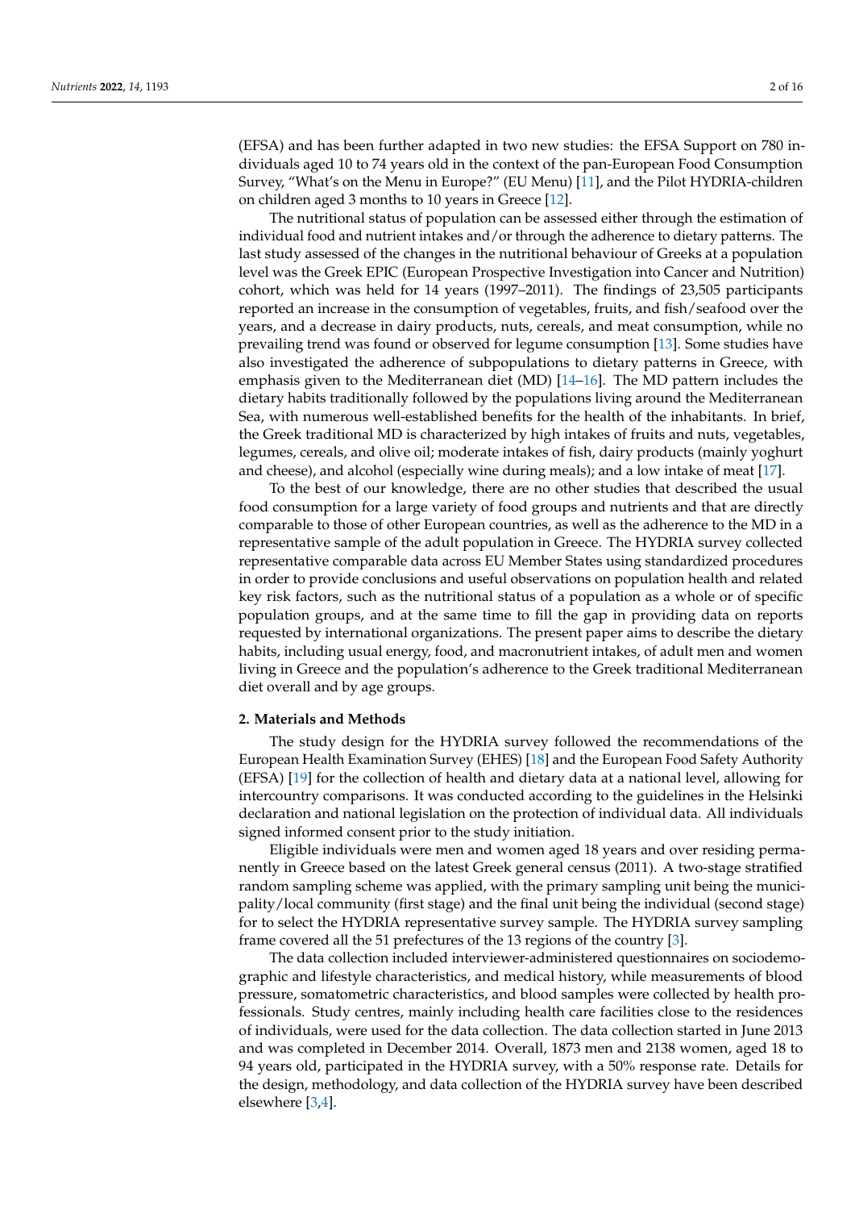(EFSA) and has been further adapted in two new studies: the EFSA Support on 780 individuals aged 10 to 74 years old in the context of the pan-European Food Consumption Survey, "What's on the Menu in Europe?" (EU Menu) [11], and the Pilot HYDRIA-children on children aged 3 months to 10 years in Greece [12].

The nutritional status of population can be assessed either through the estimation of individual food and nutrient intakes and/or through the adherence to dietary patterns. The last study assessed of the changes in the nutritional behaviour of Greeks at a population level was the Greek EPIC (European Prospective Investigation into Cancer and Nutrition) cohort, which was held for 14 years (1997–2011). The findings of 23,505 participants reported an increase in the consumption of vegetables, fruits, and fish/seafood over the years, and a decrease in dairy products, nuts, cereals, and meat consumption, while no prevailing trend was found or observed for legume consumption [13]. Some studies have also investigated the adherence of subpopulations to dietary patterns in Greece, with emphasis given to the Mediterranean diet (MD) [14–16]. The MD pattern includes the dietary habits traditionally followed by the populations living around the Mediterranean Sea, with numerous well-established benefits for the health of the inhabitants. In brief, the Greek traditional MD is characterized by high intakes of fruits and nuts, vegetables, legumes, cereals, and olive oil; moderate intakes of fish, dairy products (mainly yoghurt and cheese), and alcohol (especially wine during meals); and a low intake of meat [17].

To the best of our knowledge, there are no other studies that described the usual food consumption for a large variety of food groups and nutrients and that are directly comparable to those of other European countries, as well as the adherence to the MD in a representative sample of the adult population in Greece. The HYDRIA survey collected representative comparable data across EU Member States using standardized procedures in order to provide conclusions and useful observations on population health and related key risk factors, such as the nutritional status of a population as a whole or of specific population groups, and at the same time to fill the gap in providing data on reports requested by international organizations. The present paper aims to describe the dietary habits, including usual energy, food, and macronutrient intakes, of adult men and women living in Greece and the population's adherence to the Greek traditional Mediterranean diet overall and by age groups.

## 2. Materials and Methods

The study design for the HYDRIA survey followed the recommendations of the European Health Examination Survey (EHES) [18] and the European Food Safety Authority (EFSA) [19] for the collection of health and dietary data at a national level, allowing for intercountry comparisons. It was conducted according to the guidelines in the Helsinki declaration and national legislation on the protection of individual data. All individuals signed informed consent prior to the study initiation.

Eligible individuals were men and women aged 18 years and over residing permanently in Greece based on the latest Greek general census (2011). A two-stage stratified random sampling scheme was applied, with the primary sampling unit being the municipality/local community (first stage) and the final unit being the individual (second stage) for to select the HYDRIA representative survey sample. The HYDRIA survey sampling frame covered all the 51 prefectures of the 13 regions of the country [3].

The data collection included interviewer-administered questionnaires on sociodemographic and lifestyle characteristics, and medical history, while measurements of blood pressure, somatometric characteristics, and blood samples were collected by health professionals. Study centres, mainly including health care facilities close to the residences of individuals, were used for the data collection. The data collection started in June 2013 and was completed in December 2014. Overall, 1873 men and 2138 women, aged 18 to 94 years old, participated in the HYDRIA survey, with a 50% response rate. Details for the design, methodology, and data collection of the HYDRIA survey have been described elsewhere [3,4].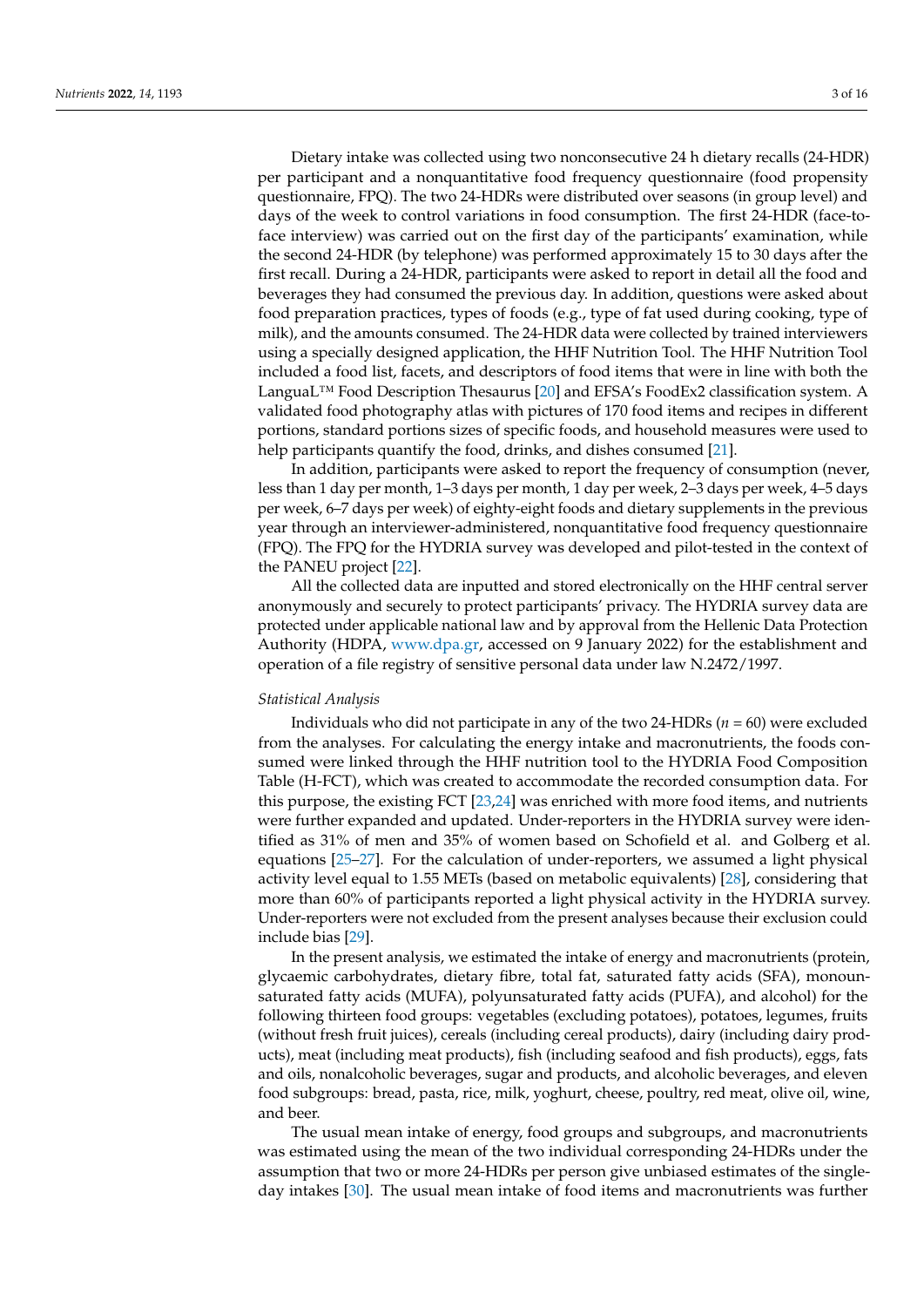Dietary intake was collected using two nonconsecutive 24 h dietary recalls (24-HDR) per participant and a nonquantitative food frequency questionnaire (food propensity questionnaire, FPQ). The two 24-HDRs were distributed over seasons (in group level) and days of the week to control variations in food consumption. The first 24-HDR (face-to-face interview) was carried out on the first day of the participants' examination, while the second 24-HDR (by telephone) was performed approximately 15 to 30 days after the first recall. During a 24-HDR, participants were asked to report in detail all the food and beverages they had consumed the previous day. In addition, questions were asked about food preparation practices, types of foods (e.g., type of fat used during cooking, type of milk), and the amounts consumed. The 24-HDR data were collected by trained interviewers using a specially designed application, the HHF Nutrition Tool. The HHF Nutrition Tool included a food list, facets, and descriptors of food items that were in line with both the LanguaL™ Food Description Thesaurus [20] and EFSA's FoodEx2 classification system. A validated food photography atlas with pictures of 170 food items and recipes in different portions, standard portions sizes of specific foods, and household measures were used to help participants quantify the food, drinks, and dishes consumed [21].

In addition, participants were asked to report the frequency of consumption (never, less than 1 day per month, 1–3 days per month, 1 day per week, 2–3 days per week, 4–5 days per week, 6–7 days per week) of eighty-eight foods and dietary supplements in the previous year through an interviewer-administered, nonquantitative food frequency questionnaire (FPQ). The FPQ for the HYDRIA survey was developed and pilot-tested in the context of the PANEU project [22].

All the collected data are inputted and stored electronically on the HHF central server anonymously and securely to protect participants' privacy. The HYDRIA survey data are protected under applicable national law and by approval from the Hellenic Data Protection Authority (HDPA, www.dpa.gr, accessed on 9 January 2022) for the establishment and operation of a file registry of sensitive personal data under law N.2472/1997.

### *Statistical Analysis*

Individuals who did not participate in any of the two 24-HDRs ($n$ = 60) were excluded from the analyses. For calculating the energy intake and macronutrients, the foods consumed were linked through the HHF nutrition tool to the HYDRIA Food Composition Table (H-FCT), which was created to accommodate the recorded consumption data. For this purpose, the existing FCT [23,24] was enriched with more food items, and nutrients were further expanded and updated. Under-reporters in the HYDRIA survey were identified as 31% of men and 35% of women based on Schofield et al. and Golberg et al. equations [25–27]. For the calculation of under-reporters, we assumed a light physical activity level equal to 1.55 METs (based on metabolic equivalents) [28], considering that more than 60% of participants reported a light physical activity in the HYDRIA survey. Under-reporters were not excluded from the present analyses because their exclusion could include bias [29].

In the present analysis, we estimated the intake of energy and macronutrients (protein, glycaemic carbohydrates, dietary fibre, total fat, saturated fatty acids (SFA), monounsaturated fatty acids (MUFA), polyunsaturated fatty acids (PUFA), and alcohol) for the following thirteen food groups: vegetables (excluding potatoes), potatoes, legumes, fruits (without fresh fruit juices), cereals (including cereal products), dairy (including dairy products), meat (including meat products), fish (including seafood and fish products), eggs, fats and oils, nonalcoholic beverages, sugar and products, and alcoholic beverages, and eleven food subgroups: bread, pasta, rice, milk, yoghurt, cheese, poultry, red meat, olive oil, wine, and beer.

The usual mean intake of energy, food groups and subgroups, and macronutrients was estimated using the mean of the two individual corresponding 24-HDRs under the assumption that two or more 24-HDRs per person give unbiased estimates of the single-day intakes [30]. The usual mean intake of food items and macronutrients was further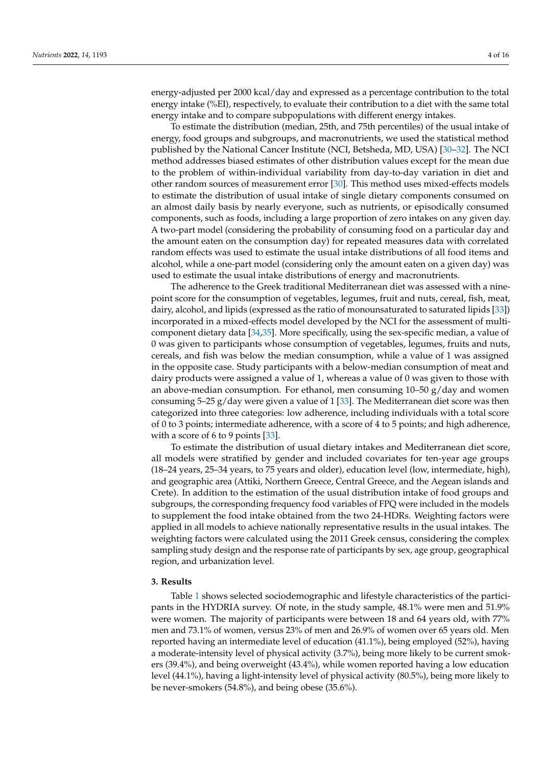energy-adjusted per 2000 kcal/day and expressed as a percentage contribution to the total energy intake (%EI), respectively, to evaluate their contribution to a diet with the same total energy intake and to compare subpopulations with different energy intakes.

To estimate the distribution (median, 25th, and 75th percentiles) of the usual intake of energy, food groups and subgroups, and macronutrients, we used the statistical method published by the National Cancer Institute (NCI, Betsheda, MD, USA) [30–32]. The NCI method addresses biased estimates of other distribution values except for the mean due to the problem of within-individual variability from day-to-day variation in diet and other random sources of measurement error [30]. This method uses mixed-effects models to estimate the distribution of usual intake of single dietary components consumed on an almost daily basis by nearly everyone, such as nutrients, or episodically consumed components, such as foods, including a large proportion of zero intakes on any given day. A two-part model (considering the probability of consuming food on a particular day and the amount eaten on the consumption day) for repeated measures data with correlated random effects was used to estimate the usual intake distributions of all food items and alcohol, while a one-part model (considering only the amount eaten on a given day) was used to estimate the usual intake distributions of energy and macronutrients.

The adherence to the Greek traditional Mediterranean diet was assessed with a nine-point score for the consumption of vegetables, legumes, fruit and nuts, cereal, fish, meat, dairy, alcohol, and lipids (expressed as the ratio of monounsaturated to saturated lipids [33]) incorporated in a mixed-effects model developed by the NCI for the assessment of multi-component dietary data [34,35]. More specifically, using the sex-specific median, a value of 0 was given to participants whose consumption of vegetables, legumes, fruits and nuts, cereals, and fish was below the median consumption, while a value of 1 was assigned in the opposite case. Study participants with a below-median consumption of meat and dairy products were assigned a value of 1, whereas a value of 0 was given to those with an above-median consumption. For ethanol, men consuming 10–50 g/day and women consuming 5–25 g/day were given a value of 1 [33]. The Mediterranean diet score was then categorized into three categories: low adherence, including individuals with a total score of 0 to 3 points; intermediate adherence, with a score of 4 to 5 points; and high adherence, with a score of 6 to 9 points [33].

To estimate the distribution of usual dietary intakes and Mediterranean diet score, all models were stratified by gender and included covariates for ten-year age groups (18–24 years, 25–34 years, to 75 years and older), education level (low, intermediate, high), and geographic area (Attiki, Northern Greece, Central Greece, and the Aegean islands and Crete). In addition to the estimation of the usual distribution intake of food groups and subgroups, the corresponding frequency food variables of FPQ were included in the models to supplement the food intake obtained from the two 24-HDRs. Weighting factors were applied in all models to achieve nationally representative results in the usual intakes. The weighting factors were calculated using the 2011 Greek census, considering the complex sampling study design and the response rate of participants by sex, age group, geographical region, and urbanization level.

## 3. Results

Table 1 shows selected sociodemographic and lifestyle characteristics of the participants in the HYDRIA survey. Of note, in the study sample, 48.1% were men and 51.9% were women. The majority of participants were between 18 and 64 years old, with 77% men and 73.1% of women, versus 23% of men and 26.9% of women over 65 years old. Men reported having an intermediate level of education (41.1%), being employed (52%), having a moderate-intensity level of physical activity (3.7%), being more likely to be current smokers (39.4%), and being overweight (43.4%), while women reported having a low education level (44.1%), having a light-intensity level of physical activity (80.5%), being more likely to be never-smokers (54.8%), and being obese (35.6%).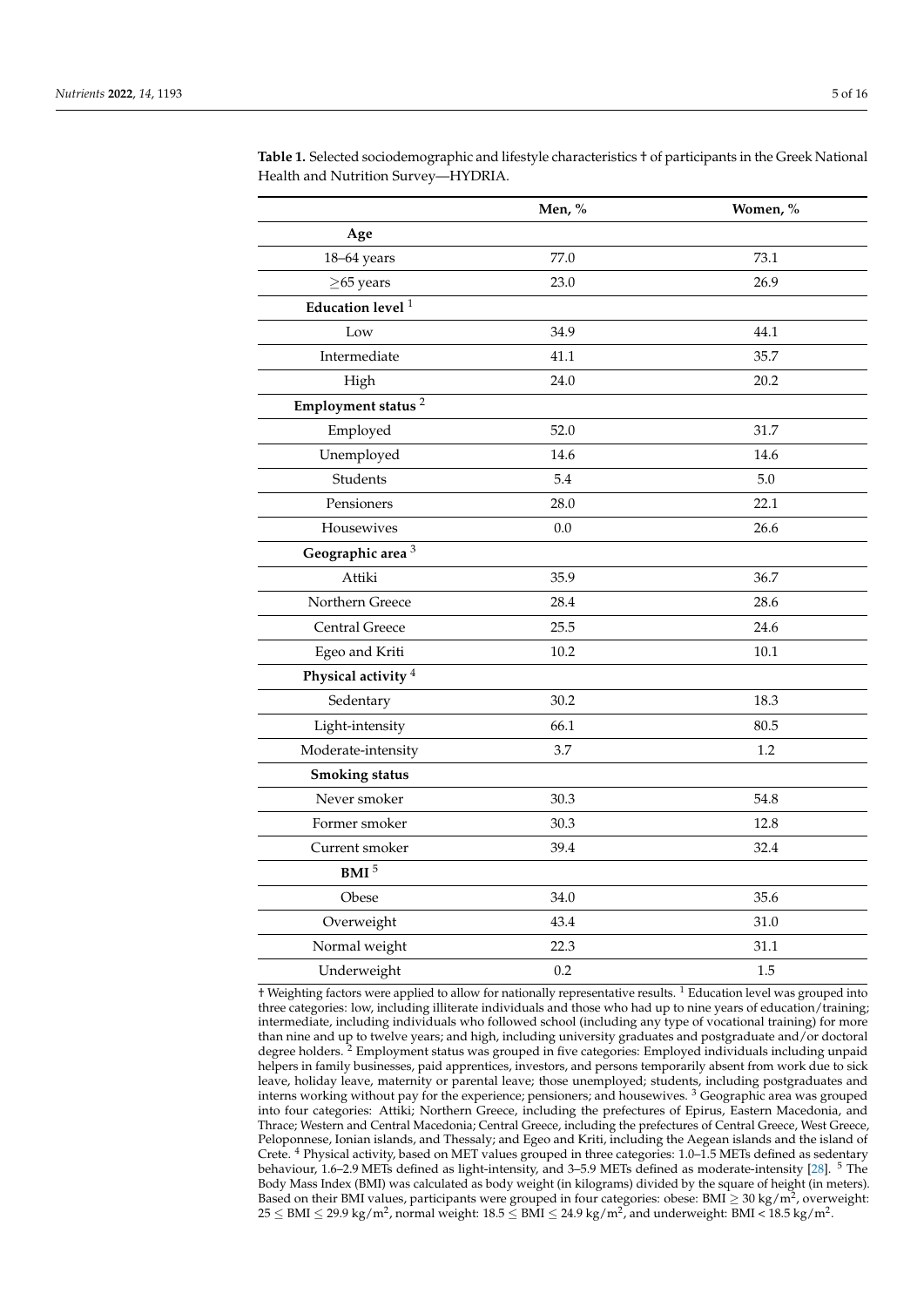**Table 1.** Selected sociodemographic and lifestyle characteristics † of participants in the Greek National Health and Nutrition Survey—HYDRIA.

| | Men, % | Women, % |
|---|---|---|
| **Age** | | |
| 18–64 years | 77.0 | 73.1 |
| ≥65 years | 23.0 | 26.9 |
| **Education level** [1] | | |
| Low | 34.9 | 44.1 |
| Intermediate | 41.1 | 35.7 |
| High | 24.0 | 20.2 |
| **Employment status** [2] | | |
| Employed | 52.0 | 31.7 |
| Unemployed | 14.6 | 14.6 |
| Students | 5.4 | 5.0 |
| Pensioners | 28.0 | 22.1 |
| Housewives | 0.0 | 26.6 |
| **Geographic area** [3] | | |
| Attiki | 35.9 | 36.7 |
| Northern Greece | 28.4 | 28.6 |
| Central Greece | 25.5 | 24.6 |
| Egeo and Kriti | 10.2 | 10.1 |
| **Physical activity** [4] | | |
| Sedentary | 30.2 | 18.3 |
| Light-intensity | 66.1 | 80.5 |
| Moderate-intensity | 3.7 | 1.2 |
| **Smoking status** | | |
| Never smoker | 30.3 | 54.8 |
| Former smoker | 30.3 | 12.8 |
| Current smoker | 39.4 | 32.4 |
| **BMI** [5] | | |
| Obese | 34.0 | 35.6 |
| Overweight | 43.4 | 31.0 |
| Normal weight | 22.3 | 31.1 |
| Underweight | 0.2 | 1.5 |

† Weighting factors were applied to allow for nationally representative results. [1] Education level was grouped into three categories: low, including illiterate individuals and those who had up to nine years of education/training; intermediate, including individuals who followed school (including any type of vocational training) for more than nine and up to twelve years; and high, including university graduates and postgraduate and/or doctoral degree holders. [2] Employment status was grouped in five categories: Employed individuals including unpaid helpers in family businesses, paid apprentices, investors, and persons temporarily absent from work due to sick leave, holiday leave, maternity or parental leave; those unemployed; students, including postgraduates and interns working without pay for the experience; pensioners; and housewives. [3] Geographic area was grouped into four categories: Attiki; Northern Greece, including the prefectures of Epirus, Eastern Macedonia, and Thrace; Western and Central Macedonia; Central Greece, including the prefectures of Central Greece, West Greece, Peloponnese, Ionian islands, and Thessaly; and Egeo and Kriti, including the Aegean islands and the island of Crete. [4] Physical activity, based on MET values grouped in three categories: 1.0–1.5 METs defined as sedentary behaviour, 1.6–2.9 METs defined as light-intensity, and 3–5.9 METs defined as moderate-intensity [28]. [5] The Body Mass Index (BMI) was calculated as body weight (in kilograms) divided by the square of height (in meters). Based on their BMI values, participants were grouped in four categories: obese: $\text{BMI} \geq 30\ \text{kg/m}^2$, overweight: $25 \leq \text{BMI} \leq 29.9\ \text{kg/m}^2$, normal weight: $18.5 \leq \text{BMI} \leq 24.9\ \text{kg/m}^2$, and underweight: $\text{BMI} < 18.5\ \text{kg/m}^2$.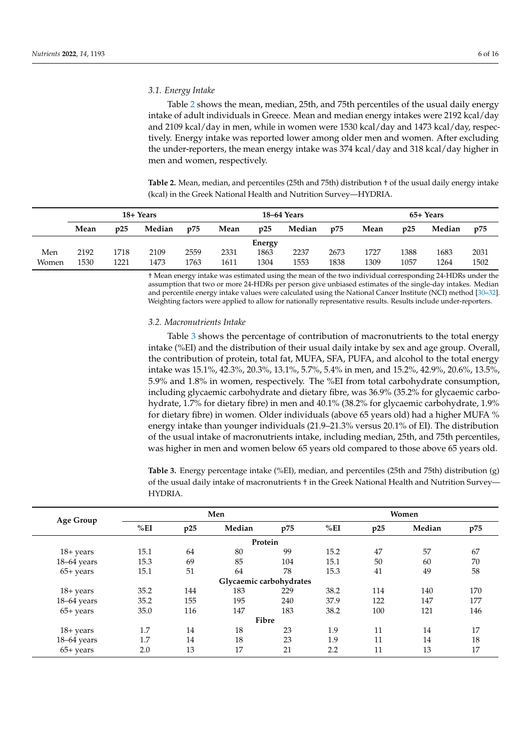### 3.1. Energy Intake

Table 2 shows the mean, median, 25th, and 75th percentiles of the usual daily energy intake of adult individuals in Greece. Mean and median energy intakes were 2192 kcal/day and 2109 kcal/day in men, while in women were 1530 kcal/day and 1473 kcal/day, respectively. Energy intake was reported lower among older men and women. After excluding the under-reporters, the mean energy intake was 374 kcal/day and 318 kcal/day higher in men and women, respectively.

**Table 2.** Mean, median, and percentiles (25th and 75th) distribution † of the usual daily energy intake (kcal) in the Greek National Health and Nutrition Survey—HYDRIA.

| | 18+ Years | | | | 18–64 Years | | | | 65+ Years | | | |
|---|---|---|---|---|---|---|---|---|---|---|---|---|
| | **Mean** | **p25** | **Median** | **p75** | **Mean** | **p25** | **Median** | **p75** | **Mean** | **p25** | **Median** | **p75** |
| | | | | | | **Energy** | | | | | | |
| Men | 2192 | 1718 | 2109 | 2559 | 2331 | 1863 | 2237 | 2673 | 1727 | 1388 | 1683 | 2031 |
| Women | 1530 | 1221 | 1473 | 1763 | 1611 | 1304 | 1553 | 1838 | 1309 | 1057 | 1264 | 1502 |

† Mean energy intake was estimated using the mean of the two individual corresponding 24-HDRs under the assumption that two or more 24-HDRs per person give unbiased estimates of the single-day intakes. Median and percentile energy intake values were calculated using the National Cancer Institute (NCI) method [30–32]. Weighting factors were applied to allow for nationally representative results. Results include under-reporters.

### 3.2. Macronutrients Intake

Table 3 shows the percentage of contribution of macronutrients to the total energy intake (%EI) and the distribution of their usual daily intake by sex and age group. Overall, the contribution of protein, total fat, MUFA, SFA, PUFA, and alcohol to the total energy intake was 15.1%, 42.3%, 20.3%, 13.1%, 5.7%, 5.4% in men, and 15.2%, 42.9%, 20.6%, 13.5%, 5.9% and 1.8% in women, respectively. The %EI from total carbohydrate consumption, including glycaemic carbohydrate and dietary fibre, was 36.9% (35.2% for glycaemic carbohydrate, 1.7% for dietary fibre) in men and 40.1% (38.2% for glycaemic carbohydrate, 1.9% for dietary fibre) in women. Older individuals (above 65 years old) had a higher MUFA % energy intake than younger individuals (21.9–21.3% versus 20.1% of EI). The distribution of the usual intake of macronutrients intake, including median, 25th, and 75th percentiles, was higher in men and women below 65 years old compared to those above 65 years old.

**Table 3.** Energy percentage intake (%EI), median, and percentiles (25th and 75th) distribution (g) of the usual daily intake of macronutrients † in the Greek National Health and Nutrition Survey—HYDRIA.

| Age Group | Men | | | | Women | | | |
|---|---|---|---|---|---|---|---|---|
| | **%EI** | **p25** | **Median** | **p75** | **%EI** | **p25** | **Median** | **p75** |
| | | | | **Protein** | | | | |
| 18+ years | 15.1 | 64 | 80 | 99 | 15.2 | 47 | 57 | 67 |
| 18–64 years | 15.3 | 69 | 85 | 104 | 15.1 | 50 | 60 | 70 |
| 65+ years | 15.1 | 51 | 64 | 78 | 15.3 | 41 | 49 | 58 |
| | | | | **Glycaemic carbohydrates** | | | | |
| 18+ years | 35.2 | 144 | 183 | 229 | 38.2 | 114 | 140 | 170 |
| 18–64 years | 35.2 | 155 | 195 | 240 | 37.9 | 122 | 147 | 177 |
| 65+ years | 35.0 | 116 | 147 | 183 | 38.2 | 100 | 121 | 146 |
| | | | | **Fibre** | | | | |
| 18+ years | 1.7 | 14 | 18 | 23 | 1.9 | 11 | 14 | 17 |
| 18–64 years | 1.7 | 14 | 18 | 23 | 1.9 | 11 | 14 | 18 |
| 65+ years | 2.0 | 13 | 17 | 21 | 2.2 | 11 | 13 | 17 |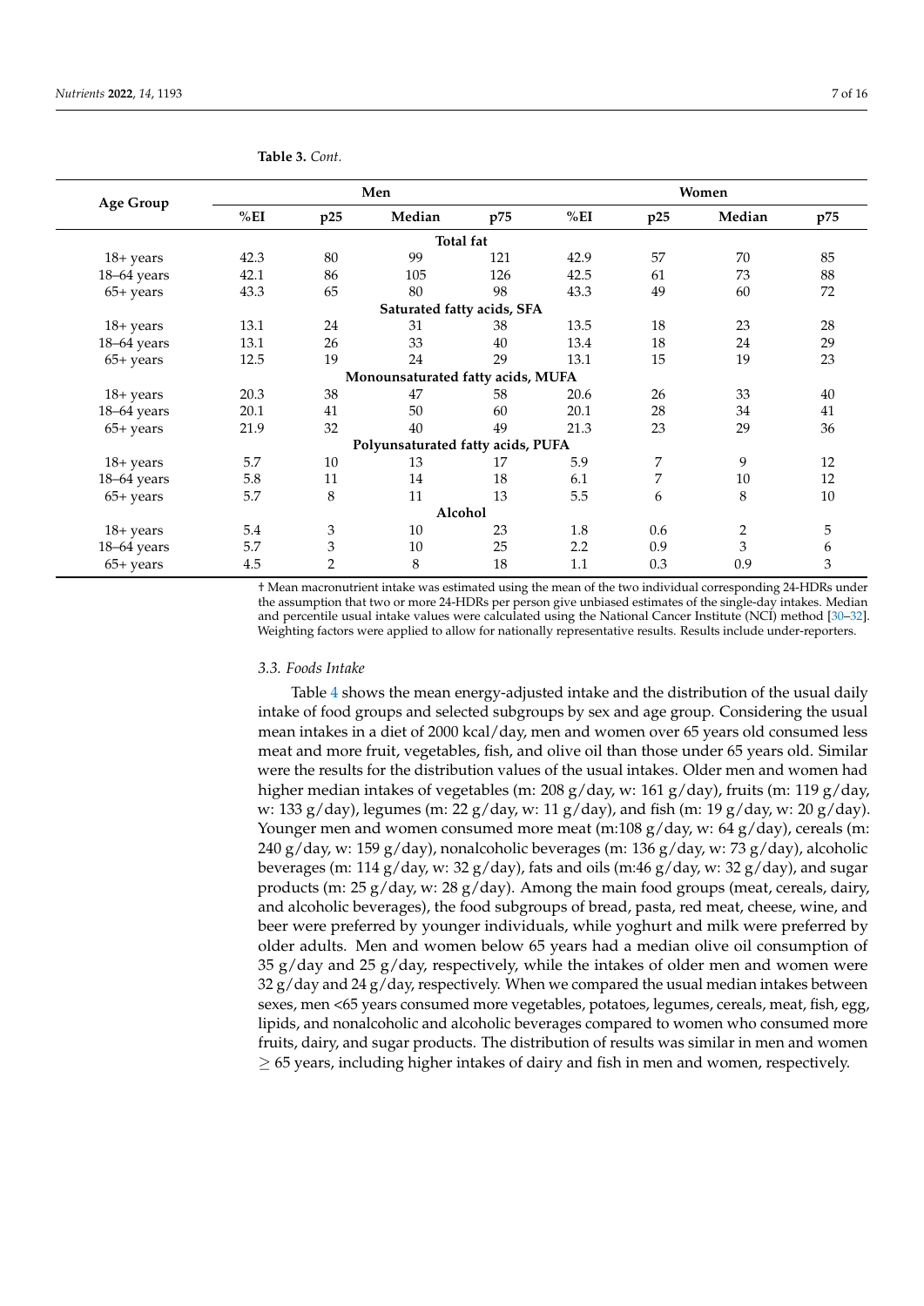**Table 3.** *Cont.*

| Age Group | Men | | | | Women | | | |
|---|---|---|---|---|---|---|---|---|
| | %EI | p25 | Median | p75 | %EI | p25 | Median | p75 |
| **Total fat** | | | | | | | | |
| 18+ years | 42.3 | 80 | 99 | 121 | 42.9 | 57 | 70 | 85 |
| 18–64 years | 42.1 | 86 | 105 | 126 | 42.5 | 61 | 73 | 88 |
| 65+ years | 43.3 | 65 | 80 | 98 | 43.3 | 49 | 60 | 72 |
| **Saturated fatty acids, SFA** | | | | | | | | |
| 18+ years | 13.1 | 24 | 31 | 38 | 13.5 | 18 | 23 | 28 |
| 18–64 years | 13.1 | 26 | 33 | 40 | 13.4 | 18 | 24 | 29 |
| 65+ years | 12.5 | 19 | 24 | 29 | 13.1 | 15 | 19 | 23 |
| **Monounsaturated fatty acids, MUFA** | | | | | | | | |
| 18+ years | 20.3 | 38 | 47 | 58 | 20.6 | 26 | 33 | 40 |
| 18–64 years | 20.1 | 41 | 50 | 60 | 20.1 | 28 | 34 | 41 |
| 65+ years | 21.9 | 32 | 40 | 49 | 21.3 | 23 | 29 | 36 |
| **Polyunsaturated fatty acids, PUFA** | | | | | | | | |
| 18+ years | 5.7 | 10 | 13 | 17 | 5.9 | 7 | 9 | 12 |
| 18–64 years | 5.8 | 11 | 14 | 18 | 6.1 | 7 | 10 | 12 |
| 65+ years | 5.7 | 8 | 11 | 13 | 5.5 | 6 | 8 | 10 |
| **Alcohol** | | | | | | | | |
| 18+ years | 5.4 | 3 | 10 | 23 | 1.8 | 0.6 | 2 | 5 |
| 18–64 years | 5.7 | 3 | 10 | 25 | 2.2 | 0.9 | 3 | 6 |
| 65+ years | 4.5 | 2 | 8 | 18 | 1.1 | 0.3 | 0.9 | 3 |

† Mean macronutrient intake was estimated using the mean of the two individual corresponding 24-HDRs under the assumption that two or more 24-HDRs per person give unbiased estimates of the single-day intakes. Median and percentile usual intake values were calculated using the National Cancer Institute (NCI) method [30–32]. Weighting factors were applied to allow for nationally representative results. Results include under-reporters.

### *3.3. Foods Intake*

Table 4 shows the mean energy-adjusted intake and the distribution of the usual daily intake of food groups and selected subgroups by sex and age group. Considering the usual mean intakes in a diet of 2000 kcal/day, men and women over 65 years old consumed less meat and more fruit, vegetables, fish, and olive oil than those under 65 years old. Similar were the results for the distribution values of the usual intakes. Older men and women had higher median intakes of vegetables (m: 208 g/day, w: 161 g/day), fruits (m: 119 g/day, w: 133 g/day), legumes (m: 22 g/day, w: 11 g/day), and fish (m: 19 g/day, w: 20 g/day). Younger men and women consumed more meat (m:108 g/day, w: 64 g/day), cereals (m: 240 g/day, w: 159 g/day), nonalcoholic beverages (m: 136 g/day, w: 73 g/day), alcoholic beverages (m: 114 g/day, w: 32 g/day), fats and oils (m:46 g/day, w: 32 g/day), and sugar products (m: 25 g/day, w: 28 g/day). Among the main food groups (meat, cereals, dairy, and alcoholic beverages), the food subgroups of bread, pasta, red meat, cheese, wine, and beer were preferred by younger individuals, while yoghurt and milk were preferred by older adults. Men and women below 65 years had a median olive oil consumption of 35 g/day and 25 g/day, respectively, while the intakes of older men and women were 32 g/day and 24 g/day, respectively. When we compared the usual median intakes between sexes, men <65 years consumed more vegetables, potatoes, legumes, cereals, meat, fish, egg, lipids, and nonalcoholic and alcoholic beverages compared to women who consumed more fruits, dairy, and sugar products. The distribution of results was similar in men and women $\geq$ 65 years, including higher intakes of dairy and fish in men and women, respectively.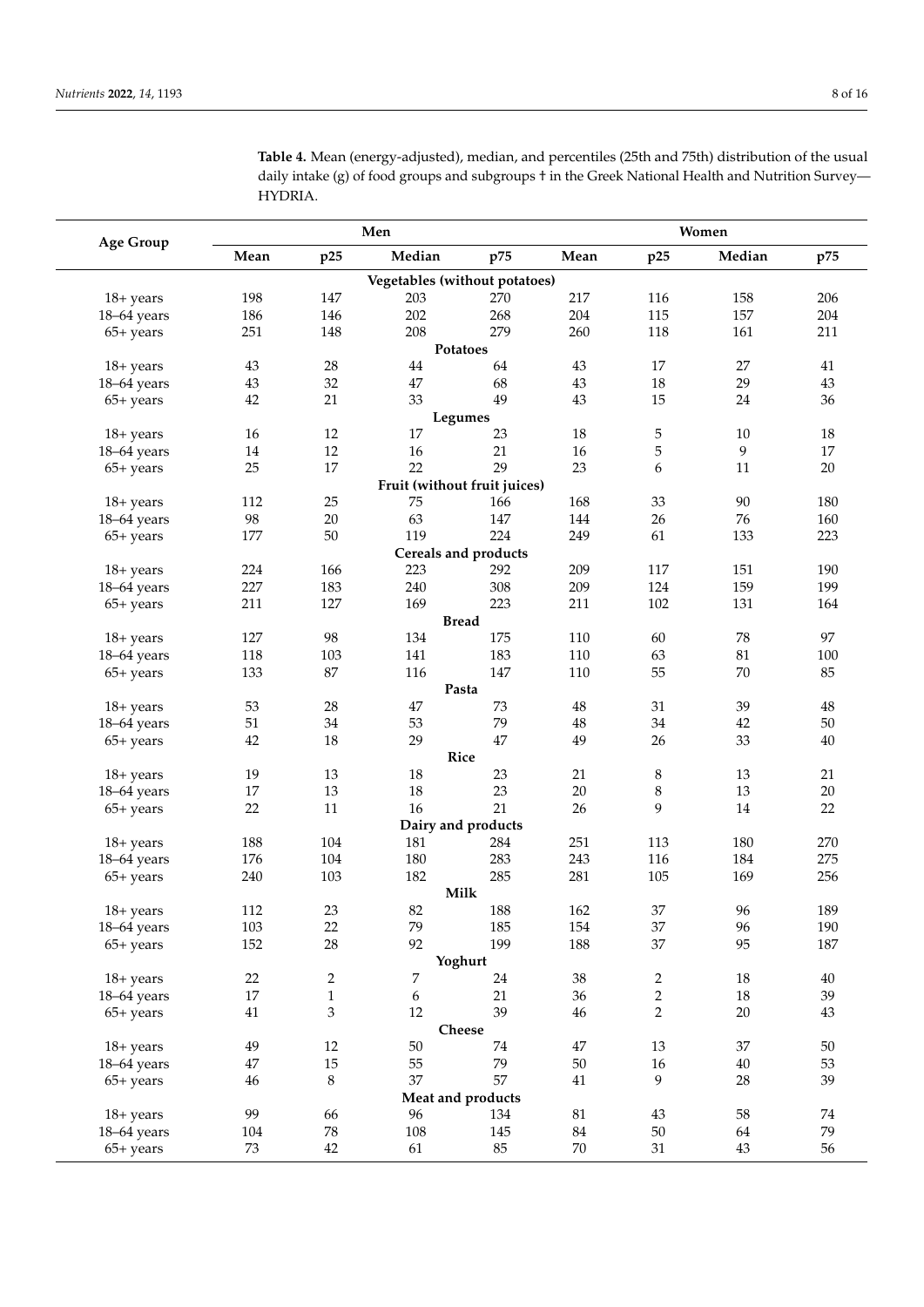**Table 4.** Mean (energy-adjusted), median, and percentiles (25th and 75th) distribution of the usual daily intake (g) of food groups and subgroups † in the Greek National Health and Nutrition Survey—HYDRIA.

| Age Group | Men | | | | Women | | | |
|---|---|---|---|---|---|---|---|---|
| | Mean | p25 | Median | p75 | Mean | p25 | Median | p75 |
| **Vegetables (without potatoes)** | | | | | | | | |
| 18+ years | 198 | 147 | 203 | 270 | 217 | 116 | 158 | 206 |
| 18–64 years | 186 | 146 | 202 | 268 | 204 | 115 | 157 | 204 |
| 65+ years | 251 | 148 | 208 | 279 | 260 | 118 | 161 | 211 |
| **Potatoes** | | | | | | | | |
| 18+ years | 43 | 28 | 44 | 64 | 43 | 17 | 27 | 41 |
| 18–64 years | 43 | 32 | 47 | 68 | 43 | 18 | 29 | 43 |
| 65+ years | 42 | 21 | 33 | 49 | 43 | 15 | 24 | 36 |
| **Legumes** | | | | | | | | |
| 18+ years | 16 | 12 | 17 | 23 | 18 | 5 | 10 | 18 |
| 18–64 years | 14 | 12 | 16 | 21 | 16 | 5 | 9 | 17 |
| 65+ years | 25 | 17 | 22 | 29 | 23 | 6 | 11 | 20 |
| **Fruit (without fruit juices)** | | | | | | | | |
| 18+ years | 112 | 25 | 75 | 166 | 168 | 33 | 90 | 180 |
| 18–64 years | 98 | 20 | 63 | 147 | 144 | 26 | 76 | 160 |
| 65+ years | 177 | 50 | 119 | 224 | 249 | 61 | 133 | 223 |
| **Cereals and products** | | | | | | | | |
| 18+ years | 224 | 166 | 223 | 292 | 209 | 117 | 151 | 190 |
| 18–64 years | 227 | 183 | 240 | 308 | 209 | 124 | 159 | 199 |
| 65+ years | 211 | 127 | 169 | 223 | 211 | 102 | 131 | 164 |
| **Bread** | | | | | | | | |
| 18+ years | 127 | 98 | 134 | 175 | 110 | 60 | 78 | 97 |
| 18–64 years | 118 | 103 | 141 | 183 | 110 | 63 | 81 | 100 |
| 65+ years | 133 | 87 | 116 | 147 | 110 | 55 | 70 | 85 |
| **Pasta** | | | | | | | | |
| 18+ years | 53 | 28 | 47 | 73 | 48 | 31 | 39 | 48 |
| 18–64 years | 51 | 34 | 53 | 79 | 48 | 34 | 42 | 50 |
| 65+ years | 42 | 18 | 29 | 47 | 49 | 26 | 33 | 40 |
| **Rice** | | | | | | | | |
| 18+ years | 19 | 13 | 18 | 23 | 21 | 8 | 13 | 21 |
| 18–64 years | 17 | 13 | 18 | 23 | 20 | 8 | 13 | 20 |
| 65+ years | 22 | 11 | 16 | 21 | 26 | 9 | 14 | 22 |
| **Dairy and products** | | | | | | | | |
| 18+ years | 188 | 104 | 181 | 284 | 251 | 113 | 180 | 270 |
| 18–64 years | 176 | 104 | 180 | 283 | 243 | 116 | 184 | 275 |
| 65+ years | 240 | 103 | 182 | 285 | 281 | 105 | 169 | 256 |
| **Milk** | | | | | | | | |
| 18+ years | 112 | 23 | 82 | 188 | 162 | 37 | 96 | 189 |
| 18–64 years | 103 | 22 | 79 | 185 | 154 | 37 | 96 | 190 |
| 65+ years | 152 | 28 | 92 | 199 | 188 | 37 | 95 | 187 |
| **Yoghurt** | | | | | | | | |
| 18+ years | 22 | 2 | 7 | 24 | 38 | 2 | 18 | 40 |
| 18–64 years | 17 | 1 | 6 | 21 | 36 | 2 | 18 | 39 |
| 65+ years | 41 | 3 | 12 | 39 | 46 | 2 | 20 | 43 |
| **Cheese** | | | | | | | | |
| 18+ years | 49 | 12 | 50 | 74 | 47 | 13 | 37 | 50 |
| 18–64 years | 47 | 15 | 55 | 79 | 50 | 16 | 40 | 53 |
| 65+ years | 46 | 8 | 37 | 57 | 41 | 9 | 28 | 39 |
| **Meat and products** | | | | | | | | |
| 18+ years | 99 | 66 | 96 | 134 | 81 | 43 | 58 | 74 |
| 18–64 years | 104 | 78 | 108 | 145 | 84 | 50 | 64 | 79 |
| 65+ years | 73 | 42 | 61 | 85 | 70 | 31 | 43 | 56 |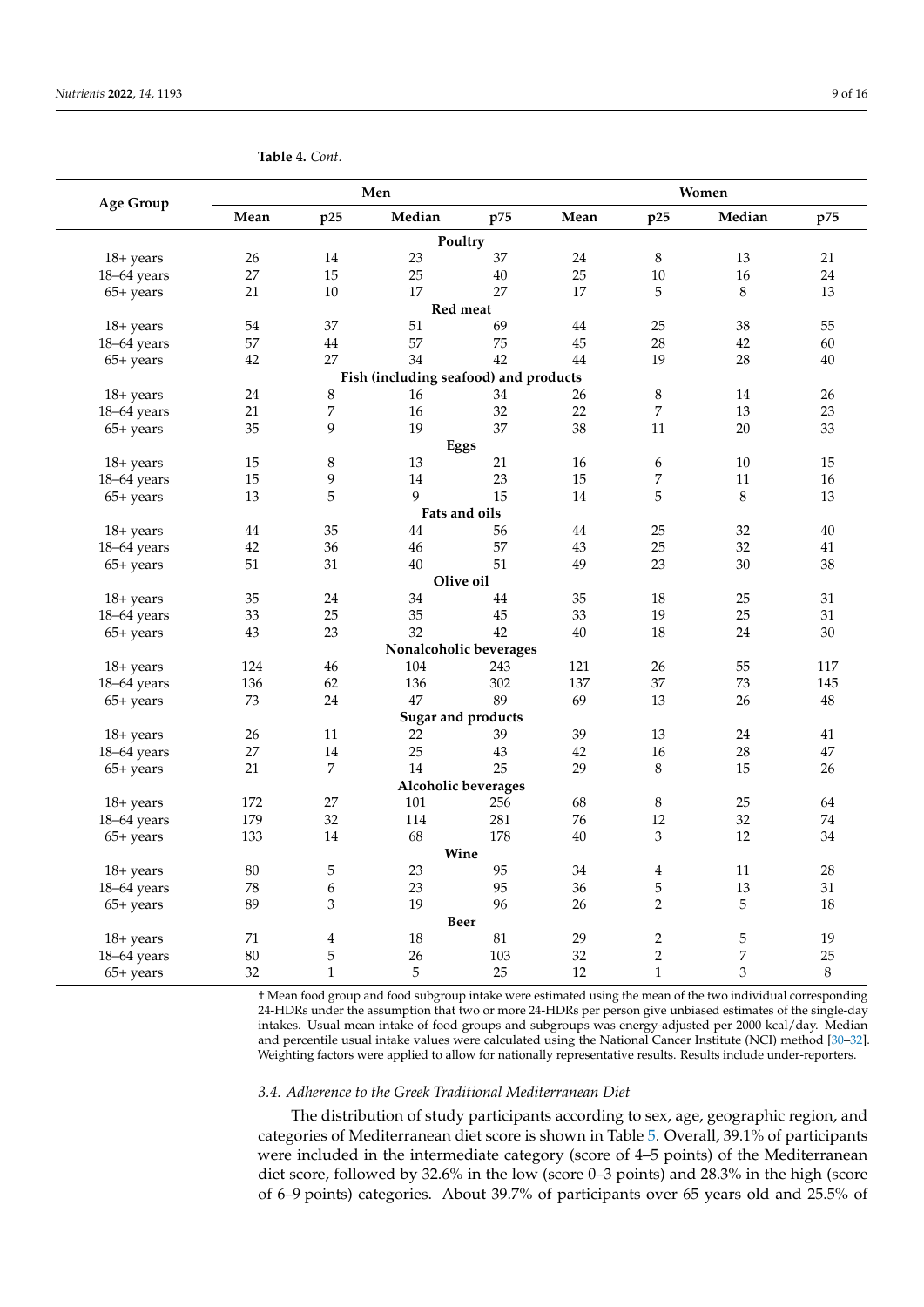**Table 4.** *Cont.*

| Age Group | Men | | | | Women | | | |
|---|---|---|---|---|---|---|---|---|
| | Mean | p25 | Median | p75 | Mean | p25 | Median | p75 |
| **Poultry** | | | | | | | | |
| 18+ years | 26 | 14 | 23 | 37 | 24 | 8 | 13 | 21 |
| 18–64 years | 27 | 15 | 25 | 40 | 25 | 10 | 16 | 24 |
| 65+ years | 21 | 10 | 17 | 27 | 17 | 5 | 8 | 13 |
| **Red meat** | | | | | | | | |
| 18+ years | 54 | 37 | 51 | 69 | 44 | 25 | 38 | 55 |
| 18–64 years | 57 | 44 | 57 | 75 | 45 | 28 | 42 | 60 |
| 65+ years | 42 | 27 | 34 | 42 | 44 | 19 | 28 | 40 |
| **Fish (including seafood) and products** | | | | | | | | |
| 18+ years | 24 | 8 | 16 | 34 | 26 | 8 | 14 | 26 |
| 18–64 years | 21 | 7 | 16 | 32 | 22 | 7 | 13 | 23 |
| 65+ years | 35 | 9 | 19 | 37 | 38 | 11 | 20 | 33 |
| **Eggs** | | | | | | | | |
| 18+ years | 15 | 8 | 13 | 21 | 16 | 6 | 10 | 15 |
| 18–64 years | 15 | 9 | 14 | 23 | 15 | 7 | 11 | 16 |
| 65+ years | 13 | 5 | 9 | 15 | 14 | 5 | 8 | 13 |
| **Fats and oils** | | | | | | | | |
| 18+ years | 44 | 35 | 44 | 56 | 44 | 25 | 32 | 40 |
| 18–64 years | 42 | 36 | 46 | 57 | 43 | 25 | 32 | 41 |
| 65+ years | 51 | 31 | 40 | 51 | 49 | 23 | 30 | 38 |
| **Olive oil** | | | | | | | | |
| 18+ years | 35 | 24 | 34 | 44 | 35 | 18 | 25 | 31 |
| 18–64 years | 33 | 25 | 35 | 45 | 33 | 19 | 25 | 31 |
| 65+ years | 43 | 23 | 32 | 42 | 40 | 18 | 24 | 30 |
| **Nonalcoholic beverages** | | | | | | | | |
| 18+ years | 124 | 46 | 104 | 243 | 121 | 26 | 55 | 117 |
| 18–64 years | 136 | 62 | 136 | 302 | 137 | 37 | 73 | 145 |
| 65+ years | 73 | 24 | 47 | 89 | 69 | 13 | 26 | 48 |
| **Sugar and products** | | | | | | | | |
| 18+ years | 26 | 11 | 22 | 39 | 39 | 13 | 24 | 41 |
| 18–64 years | 27 | 14 | 25 | 43 | 42 | 16 | 28 | 47 |
| 65+ years | 21 | 7 | 14 | 25 | 29 | 8 | 15 | 26 |
| **Alcoholic beverages** | | | | | | | | |
| 18+ years | 172 | 27 | 101 | 256 | 68 | 8 | 25 | 64 |
| 18–64 years | 179 | 32 | 114 | 281 | 76 | 12 | 32 | 74 |
| 65+ years | 133 | 14 | 68 | 178 | 40 | 3 | 12 | 34 |
| **Wine** | | | | | | | | |
| 18+ years | 80 | 5 | 23 | 95 | 34 | 4 | 11 | 28 |
| 18–64 years | 78 | 6 | 23 | 95 | 36 | 5 | 13 | 31 |
| 65+ years | 89 | 3 | 19 | 96 | 26 | 2 | 5 | 18 |
| **Beer** | | | | | | | | |
| 18+ years | 71 | 4 | 18 | 81 | 29 | 2 | 5 | 19 |
| 18–64 years | 80 | 5 | 26 | 103 | 32 | 2 | 7 | 25 |
| 65+ years | 32 | 1 | 5 | 25 | 12 | 1 | 3 | 8 |

† Mean food group and food subgroup intake were estimated using the mean of the two individual corresponding 24-HDRs under the assumption that two or more 24-HDRs per person give unbiased estimates of the single-day intakes. Usual mean intake of food groups and subgroups was energy-adjusted per 2000 kcal/day. Median and percentile usual intake values were calculated using the National Cancer Institute (NCI) method [30–32]. Weighting factors were applied to allow for nationally representative results. Results include under-reporters.

### *3.4. Adherence to the Greek Traditional Mediterranean Diet*

The distribution of study participants according to sex, age, geographic region, and categories of Mediterranean diet score is shown in Table 5. Overall, 39.1% of participants were included in the intermediate category (score of 4–5 points) of the Mediterranean diet score, followed by 32.6% in the low (score 0–3 points) and 28.3% in the high (score of 6–9 points) categories. About 39.7% of participants over 65 years old and 25.5% of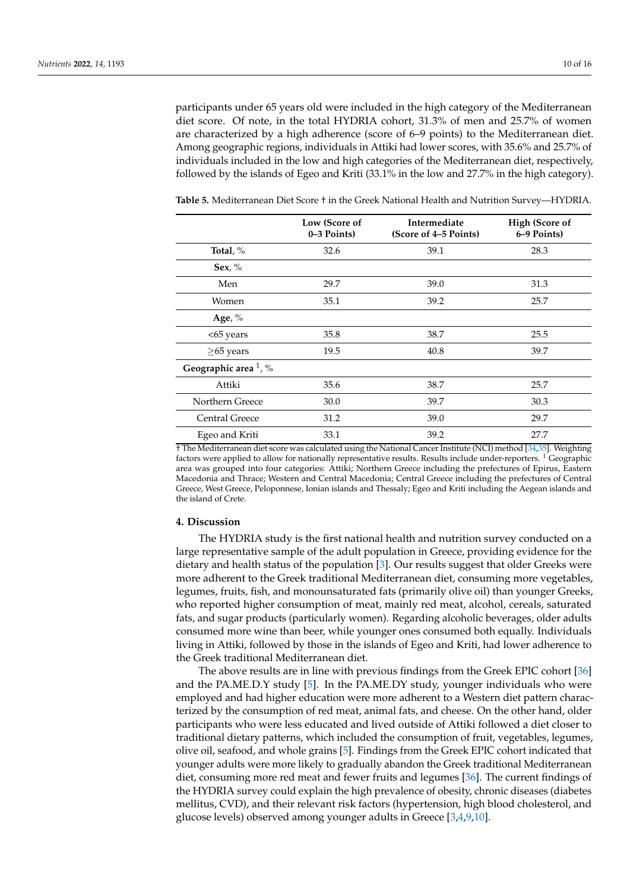participants under 65 years old were included in the high category of the Mediterranean diet score. Of note, in the total HYDRIA cohort, 31.3% of men and 25.7% of women are characterized by a high adherence (score of 6–9 points) to the Mediterranean diet. Among geographic regions, individuals in Attiki had lower scores, with 35.6% and 25.7% of individuals included in the low and high categories of the Mediterranean diet, respectively, followed by the islands of Egeo and Kriti (33.1% in the low and 27.7% in the high category).

**Table 5.** Mediterranean Diet Score † in the Greek National Health and Nutrition Survey—HYDRIA.

| | Low (Score of 0–3 Points) | Intermediate (Score of 4–5 Points) | High (Score of 6–9 Points) |
|---|---|---|---|
| **Total**, % | 32.6 | 39.1 | 28.3 |
| **Sex**, % | | | |
| Men | 29.7 | 39.0 | 31.3 |
| Women | 35.1 | 39.2 | 25.7 |
| **Age**, % | | | |
| <65 years | 35.8 | 38.7 | 25.5 |
| ≥65 years | 19.5 | 40.8 | 39.7 |
| **Geographic area** [1], % | | | |
| Attiki | 35.6 | 38.7 | 25.7 |
| Northern Greece | 30.0 | 39.7 | 30.3 |
| Central Greece | 31.2 | 39.0 | 29.7 |
| Egeo and Kriti | 33.1 | 39.2 | 27.7 |

† The Mediterranean diet score was calculated using the National Cancer Institute (NCI) method [34,35]. Weighting factors were applied to allow for nationally representative results. Results include under-reporters. [1] Geographic area was grouped into four categories: Attiki; Northern Greece including the prefectures of Epirus, Eastern Macedonia and Thrace; Western and Central Macedonia; Central Greece including the prefectures of Central Greece, West Greece, Peloponnese, Ionian islands and Thessaly; Egeo and Kriti including the Aegean islands and the island of Crete.

## 4. Discussion

The HYDRIA study is the first national health and nutrition survey conducted on a large representative sample of the adult population in Greece, providing evidence for the dietary and health status of the population [3]. Our results suggest that older Greeks were more adherent to the Greek traditional Mediterranean diet, consuming more vegetables, legumes, fruits, fish, and monounsaturated fats (primarily olive oil) than younger Greeks, who reported higher consumption of meat, mainly red meat, alcohol, cereals, saturated fats, and sugar products (particularly women). Regarding alcoholic beverages, older adults consumed more wine than beer, while younger ones consumed both equally. Individuals living in Attiki, followed by those in the islands of Egeo and Kriti, had lower adherence to the Greek traditional Mediterranean diet.

The above results are in line with previous findings from the Greek EPIC cohort [36] and the PA.ME.D.Y study [5]. In the PA.ME.DY study, younger individuals who were employed and had higher education were more adherent to a Western diet pattern characterized by the consumption of red meat, animal fats, and cheese. On the other hand, older participants who were less educated and lived outside of Attiki followed a diet closer to traditional dietary patterns, which included the consumption of fruit, vegetables, legumes, olive oil, seafood, and whole grains [5]. Findings from the Greek EPIC cohort indicated that younger adults were more likely to gradually abandon the Greek traditional Mediterranean diet, consuming more red meat and fewer fruits and legumes [36]. The current findings of the HYDRIA survey could explain the high prevalence of obesity, chronic diseases (diabetes mellitus, CVD), and their relevant risk factors (hypertension, high blood cholesterol, and glucose levels) observed among younger adults in Greece [3,4,9,10].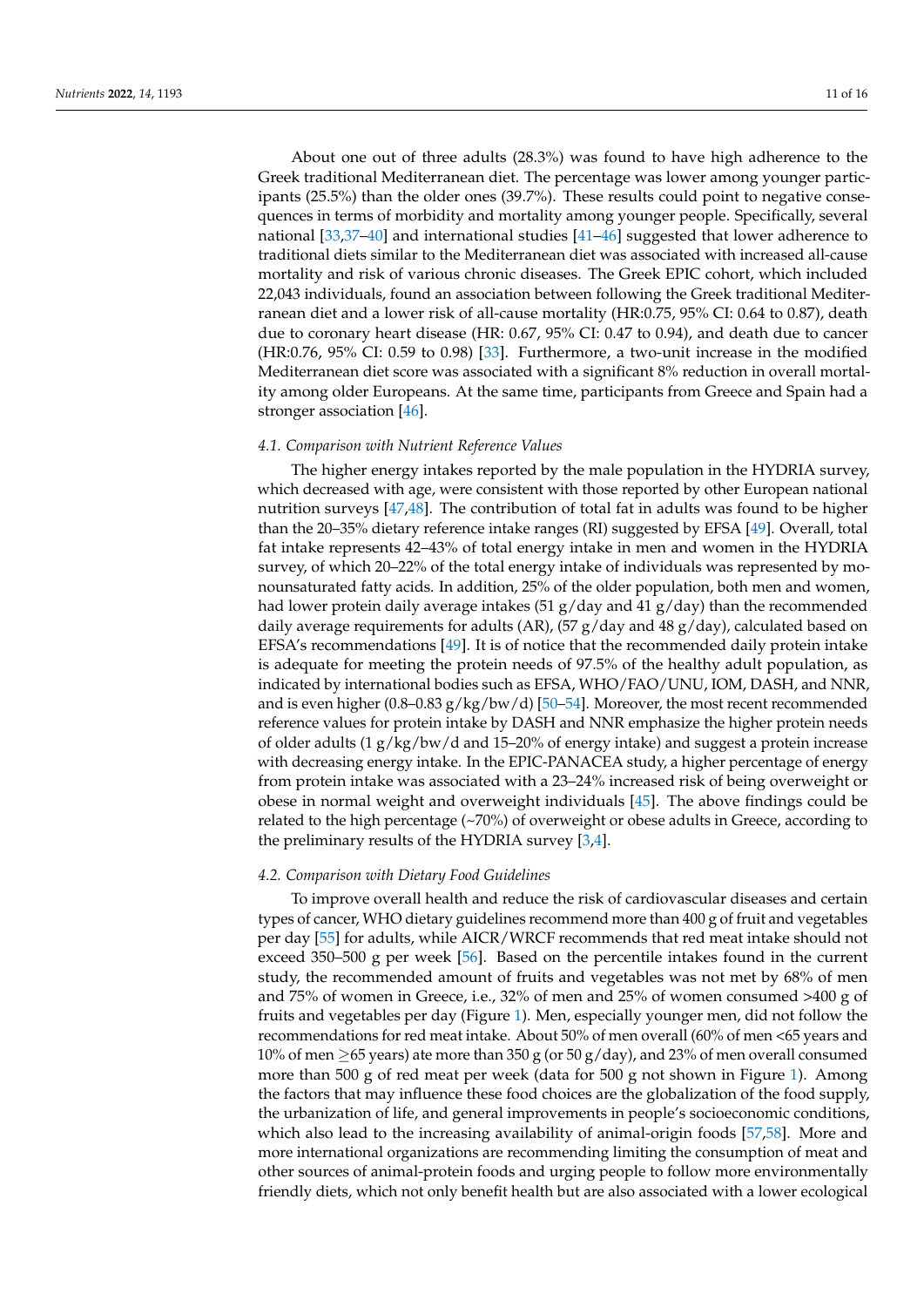About one out of three adults (28.3%) was found to have high adherence to the Greek traditional Mediterranean diet. The percentage was lower among younger participants (25.5%) than the older ones (39.7%). These results could point to negative consequences in terms of morbidity and mortality among younger people. Specifically, several national [33,37–40] and international studies [41–46] suggested that lower adherence to traditional diets similar to the Mediterranean diet was associated with increased all-cause mortality and risk of various chronic diseases. The Greek EPIC cohort, which included 22,043 individuals, found an association between following the Greek traditional Mediterranean diet and a lower risk of all-cause mortality (HR:0.75, 95% CI: 0.64 to 0.87), death due to coronary heart disease (HR: 0.67, 95% CI: 0.47 to 0.94), and death due to cancer (HR:0.76, 95% CI: 0.59 to 0.98) [33]. Furthermore, a two-unit increase in the modified Mediterranean diet score was associated with a significant 8% reduction in overall mortality among older Europeans. At the same time, participants from Greece and Spain had a stronger association [46].

### 4.1. Comparison with Nutrient Reference Values

The higher energy intakes reported by the male population in the HYDRIA survey, which decreased with age, were consistent with those reported by other European national nutrition surveys [47,48]. The contribution of total fat in adults was found to be higher than the 20–35% dietary reference intake ranges (RI) suggested by EFSA [49]. Overall, total fat intake represents 42–43% of total energy intake in men and women in the HYDRIA survey, of which 20–22% of the total energy intake of individuals was represented by monounsaturated fatty acids. In addition, 25% of the older population, both men and women, had lower protein daily average intakes (51 g/day and 41 g/day) than the recommended daily average requirements for adults (AR), (57 g/day and 48 g/day), calculated based on EFSA's recommendations [49]. It is of notice that the recommended daily protein intake is adequate for meeting the protein needs of 97.5% of the healthy adult population, as indicated by international bodies such as EFSA, WHO/FAO/UNU, IOM, DASH, and NNR, and is even higher (0.8–0.83 g/kg/bw/d) [50–54]. Moreover, the most recent recommended reference values for protein intake by DASH and NNR emphasize the higher protein needs of older adults (1 g/kg/bw/d and 15–20% of energy intake) and suggest a protein increase with decreasing energy intake. In the EPIC-PANACEA study, a higher percentage of energy from protein intake was associated with a 23–24% increased risk of being overweight or obese in normal weight and overweight individuals [45]. The above findings could be related to the high percentage (~70%) of overweight or obese adults in Greece, according to the preliminary results of the HYDRIA survey [3,4].

### 4.2. Comparison with Dietary Food Guidelines

To improve overall health and reduce the risk of cardiovascular diseases and certain types of cancer, WHO dietary guidelines recommend more than 400 g of fruit and vegetables per day [55] for adults, while AICR/WRCF recommends that red meat intake should not exceed 350–500 g per week [56]. Based on the percentile intakes found in the current study, the recommended amount of fruits and vegetables was not met by 68% of men and 75% of women in Greece, i.e., 32% of men and 25% of women consumed >400 g of fruits and vegetables per day (Figure 1). Men, especially younger men, did not follow the recommendations for red meat intake. About 50% of men overall (60% of men <65 years and 10% of men ≥65 years) ate more than 350 g (or 50 g/day), and 23% of men overall consumed more than 500 g of red meat per week (data for 500 g not shown in Figure 1). Among the factors that may influence these food choices are the globalization of the food supply, the urbanization of life, and general improvements in people's socioeconomic conditions, which also lead to the increasing availability of animal-origin foods [57,58]. More and more international organizations are recommending limiting the consumption of meat and other sources of animal-protein foods and urging people to follow more environmentally friendly diets, which not only benefit health but are also associated with a lower ecological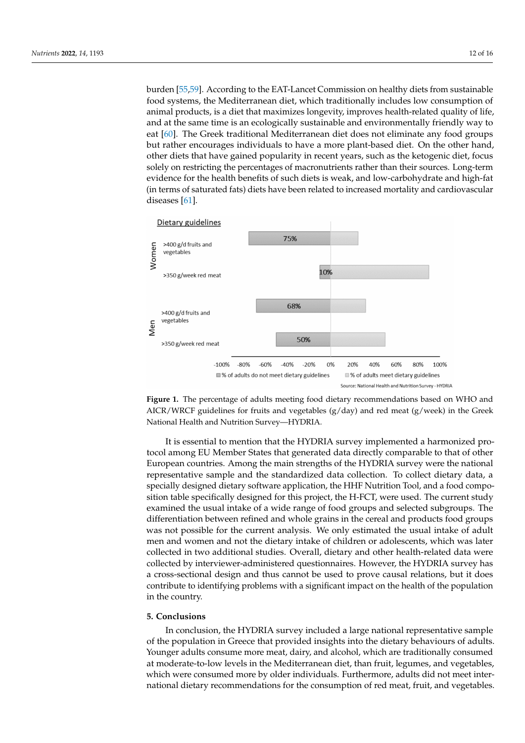burden [55,59]. According to the EAT-Lancet Commission on healthy diets from sustainable food systems, the Mediterranean diet, which traditionally includes low consumption of animal products, is a diet that maximizes longevity, improves health-related quality of life, and at the same time is an ecologically sustainable and environmentally friendly way to eat [60]. The Greek traditional Mediterranean diet does not eliminate any food groups but rather encourages individuals to have a more plant-based diet. On the other hand, other diets that have gained popularity in recent years, such as the ketogenic diet, focus solely on restricting the percentages of macronutrients rather than their sources. Long-term evidence for the health benefits of such diets is weak, and low-carbohydrate and high-fat (in terms of saturated fats) diets have been related to increased mortality and cardiovascular diseases [61].

**Figure 1.** The percentage of adults meeting food dietary recommendations based on WHO and AICR/WRCF guidelines for fruits and vegetables (g/day) and red meat (g/week) in the Greek National Health and Nutrition Survey—HYDRIA.

It is essential to mention that the HYDRIA survey implemented a harmonized protocol among EU Member States that generated data directly comparable to that of other European countries. Among the main strengths of the HYDRIA survey were the national representative sample and the standardized data collection. To collect dietary data, a specially designed dietary software application, the HHF Nutrition Tool, and a food composition table specifically designed for this project, the H-FCT, were used. The current study examined the usual intake of a wide range of food groups and selected subgroups. The differentiation between refined and whole grains in the cereal and products food groups was not possible for the current analysis. We only estimated the usual intake of adult men and women and not the dietary intake of children or adolescents, which was later collected in two additional studies. Overall, dietary and other health-related data were collected by interviewer-administered questionnaires. However, the HYDRIA survey has a cross-sectional design and thus cannot be used to prove causal relations, but it does contribute to identifying problems with a significant impact on the health of the population in the country.

## 5. Conclusions

In conclusion, the HYDRIA survey included a large national representative sample of the population in Greece that provided insights into the dietary behaviours of adults. Younger adults consume more meat, dairy, and alcohol, which are traditionally consumed at moderate-to-low levels in the Mediterranean diet, than fruit, legumes, and vegetables, which were consumed more by older individuals. Furthermore, adults did not meet international dietary recommendations for the consumption of red meat, fruit, and vegetables.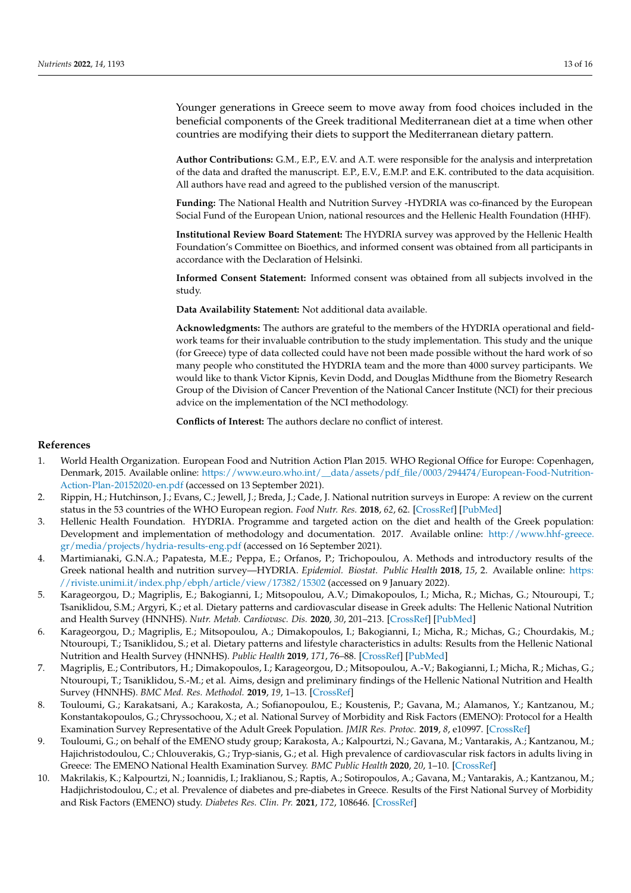Younger generations in Greece seem to move away from food choices included in the beneficial components of the Greek traditional Mediterranean diet at a time when other countries are modifying their diets to support the Mediterranean dietary pattern.

**Author Contributions:** G.M., E.P., E.V. and A.T. were responsible for the analysis and interpretation of the data and drafted the manuscript. E.P., E.V., E.M.P. and E.K. contributed to the data acquisition. All authors have read and agreed to the published version of the manuscript.

**Funding:** The National Health and Nutrition Survey -HYDRIA was co-financed by the European Social Fund of the European Union, national resources and the Hellenic Health Foundation (HHF).

**Institutional Review Board Statement:** The HYDRIA survey was approved by the Hellenic Health Foundation's Committee on Bioethics, and informed consent was obtained from all participants in accordance with the Declaration of Helsinki.

**Informed Consent Statement:** Informed consent was obtained from all subjects involved in the study.

**Data Availability Statement:** Not additional data available.

**Acknowledgments:** The authors are grateful to the members of the HYDRIA operational and field-work teams for their invaluable contribution to the study implementation. This study and the unique (for Greece) type of data collected could have not been made possible without the hard work of so many people who constituted the HYDRIA team and the more than 4000 survey participants. We would like to thank Victor Kipnis, Kevin Dodd, and Douglas Midthune from the Biometry Research Group of the Division of Cancer Prevention of the National Cancer Institute (NCI) for their precious advice on the implementation of the NCI methodology.

**Conflicts of Interest:** The authors declare no conflict of interest.

## References

1. World Health Organization. European Food and Nutrition Action Plan 2015. WHO Regional Office for Europe: Copenhagen, Denmark, 2015. Available online: https://www.euro.who.int/__data/assets/pdf_file/0003/294474/European-Food-Nutrition-Action-Plan-20152020-en.pdf (accessed on 13 September 2021).
2. Rippin, H.; Hutchinson, J.; Evans, C.; Jewell, J.; Breda, J.; Cade, J. National nutrition surveys in Europe: A review on the current status in the 53 countries of the WHO European region. *Food Nutr. Res.* **2018**, *62*, 62. [CrossRef] [PubMed]
3. Hellenic Health Foundation. HYDRIA. Programme and targeted action on the diet and health of the Greek population: Development and implementation of methodology and documentation. 2017. Available online: http://www.hhf-greece.gr/media/projects/hydria-results-eng.pdf (accessed on 16 September 2021).
4. Martimianaki, G.N.A.; Papatesta, M.E.; Peppa, E.; Orfanos, P.; Trichopoulou, A. Methods and introductory results of the Greek national health and nutrition survey—HYDRIA. *Epidemiol. Biostat. Public Health* **2018**, *15*, 2. Available online: https://riviste.unimi.it/index.php/ebph/article/view/17382/15302 (accessed on 9 January 2022).
5. Karageorgou, D.; Magriplis, E.; Bakogianni, I.; Mitsopoulou, A.V.; Dimakopoulos, I.; Micha, R.; Michas, G.; Ntouroupi, T.; Tsaniklidou, S.M.; Argyri, K.; et al. Dietary patterns and cardiovascular disease in Greek adults: The Hellenic National Nutrition and Health Survey (HNNHS). *Nutr. Metab. Cardiovasc. Dis.* **2020**, *30*, 201–213. [CrossRef] [PubMed]
6. Karageorgou, D.; Magriplis, E.; Mitsopoulou, A.; Dimakopoulos, I.; Bakogianni, I.; Micha, R.; Michas, G.; Chourdakis, M.; Ntouroupi, T.; Tsaniklidou, S.; et al. Dietary patterns and lifestyle characteristics in adults: Results from the Hellenic National Nutrition and Health Survey (HNNHS). *Public Health* **2019**, *171*, 76–88. [CrossRef] [PubMed]
7. Magriplis, E.; Contributors, H.; Dimakopoulos, I.; Karageorgou, D.; Mitsopoulou, A.-V.; Bakogianni, I.; Micha, R.; Michas, G.; Ntouroupi, T.; Tsaniklidou, S.-M.; et al. Aims, design and preliminary findings of the Hellenic National Nutrition and Health Survey (HNNHS). *BMC Med. Res. Methodol.* **2019**, *19*, 1–13. [CrossRef]
8. Touloumi, G.; Karakatsani, A.; Karakosta, A.; Sofianopoulou, E.; Koustenis, P.; Gavana, M.; Alamanos, Y.; Kantzanou, M.; Konstantakopoulos, G.; Chryssochoou, X.; et al. National Survey of Morbidity and Risk Factors (EMENO): Protocol for a Health Examination Survey Representative of the Adult Greek Population. *JMIR Res. Protoc.* **2019**, *8*, e10997. [CrossRef]
9. Touloumi, G.; on behalf of the EMENO study group; Karakosta, A.; Kalpourtzi, N.; Gavana, M.; Vantarakis, A.; Kantzanou, M.; Hajichristodoulou, C.; Chlouverakis, G.; Tryp-sianis, G.; et al. High prevalence of cardiovascular risk factors in adults living in Greece: The EMENO National Health Examination Survey. *BMC Public Health* **2020**, *20*, 1–10. [CrossRef]
10. Makrilakis, K.; Kalpourtzi, N.; Ioannidis, I.; Iraklianou, S.; Raptis, A.; Sotiropoulos, A.; Gavana, M.; Vantarakis, A.; Kantzanou, M.; Hadjichristodoulou, C.; et al. Prevalence of diabetes and pre-diabetes in Greece. Results of the First National Survey of Morbidity and Risk Factors (EMENO) study. *Diabetes Res. Clin. Pr.* **2021**, *172*, 108646. [CrossRef]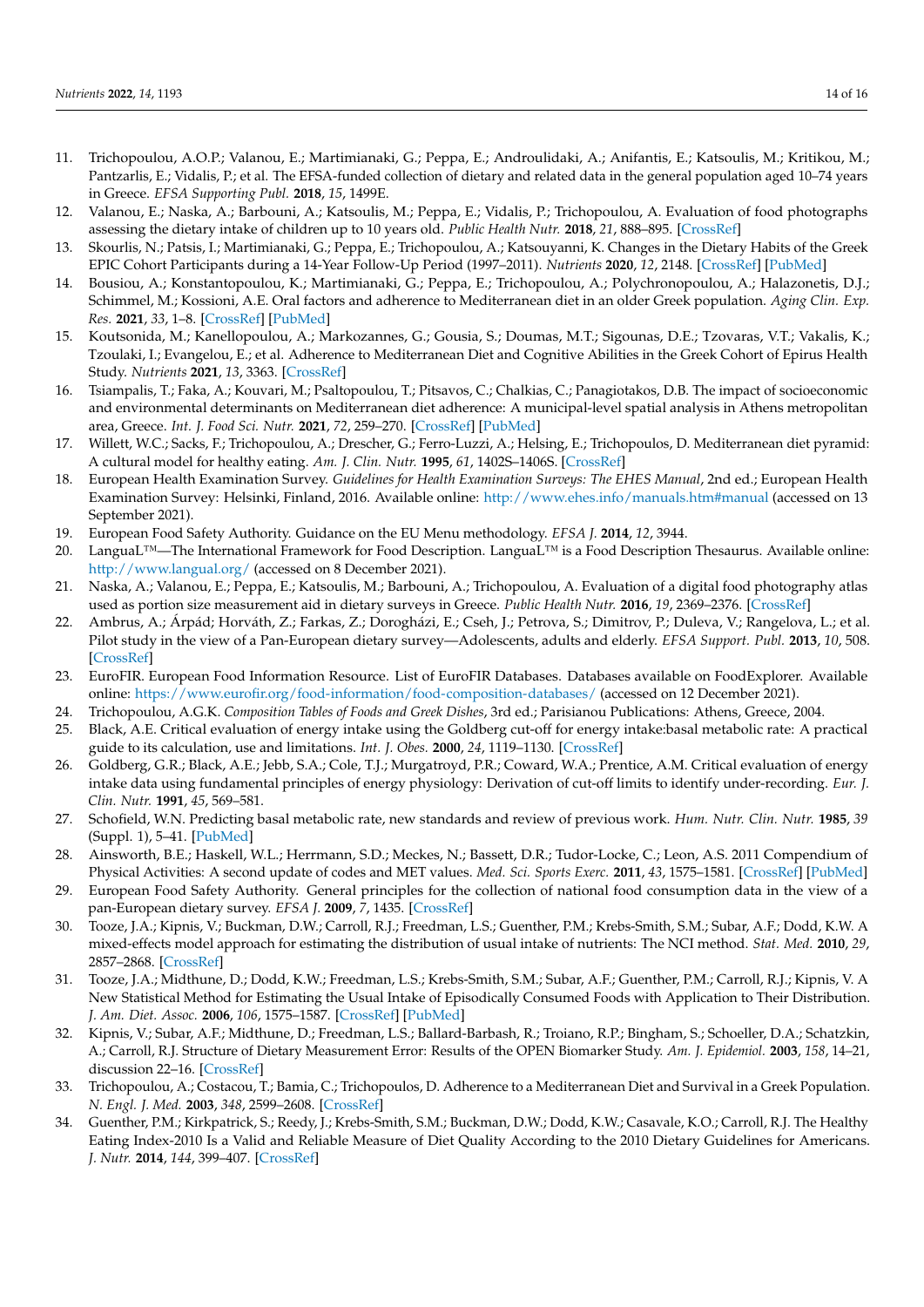11. Trichopoulou, A.O.P.; Valanou, E.; Martimianaki, G.; Peppa, E.; Androulidaki, A.; Anifantis, E.; Katsoulis, M.; Kritikou, M.; Pantzarlis, E.; Vidalis, P.; et al. The EFSA-funded collection of dietary and related data in the general population aged 10–74 years in Greece. *EFSA Supporting Publ.* **2018**, *15*, 1499E.
12. Valanou, E.; Naska, A.; Barbouni, A.; Katsoulis, M.; Peppa, E.; Vidalis, P.; Trichopoulou, A. Evaluation of food photographs assessing the dietary intake of children up to 10 years old. *Public Health Nutr.* **2018**, *21*, 888–895. [CrossRef]
13. Skourlis, N.; Patsis, I.; Martimianaki, G.; Peppa, E.; Trichopoulou, A.; Katsouyanni, K. Changes in the Dietary Habits of the Greek EPIC Cohort Participants during a 14-Year Follow-Up Period (1997–2011). *Nutrients* **2020**, *12*, 2148. [CrossRef] [PubMed]
14. Bousiou, A.; Konstantopoulou, K.; Martimianaki, G.; Peppa, E.; Trichopoulou, A.; Polychronopoulou, A.; Halazonetis, D.J.; Schimmel, M.; Kossioni, A.E. Oral factors and adherence to Mediterranean diet in an older Greek population. *Aging Clin. Exp. Res.* **2021**, *33*, 1–8. [CrossRef] [PubMed]
15. Koutsonida, M.; Kanellopoulou, A.; Markozannes, G.; Gousia, S.; Doumas, M.T.; Sigounas, D.E.; Tzovaras, V.T.; Vakalis, K.; Tzoulaki, I.; Evangelou, E.; et al. Adherence to Mediterranean Diet and Cognitive Abilities in the Greek Cohort of Epirus Health Study. *Nutrients* **2021**, *13*, 3363. [CrossRef]
16. Tsiampalis, T.; Faka, A.; Kouvari, M.; Psaltopoulou, T.; Pitsavos, C.; Chalkias, C.; Panagiotakos, D.B. The impact of socioeconomic and environmental determinants on Mediterranean diet adherence: A municipal-level spatial analysis in Athens metropolitan area, Greece. *Int. J. Food Sci. Nutr.* **2021**, *72*, 259–270. [CrossRef] [PubMed]
17. Willett, W.C.; Sacks, F.; Trichopoulou, A.; Drescher, G.; Ferro-Luzzi, A.; Helsing, E.; Trichopoulos, D. Mediterranean diet pyramid: A cultural model for healthy eating. *Am. J. Clin. Nutr.* **1995**, *61*, 1402S–1406S. [CrossRef]
18. European Health Examination Survey. *Guidelines for Health Examination Surveys: The EHES Manual*, 2nd ed.; European Health Examination Survey: Helsinki, Finland, 2016. Available online: http://www.ehes.info/manuals.htm#manual (accessed on 13 September 2021).
19. European Food Safety Authority. Guidance on the EU Menu methodology. *EFSA J.* **2014**, *12*, 3944.
20. LanguaL™—The International Framework for Food Description. LanguaL™ is a Food Description Thesaurus. Available online: http://www.langual.org/ (accessed on 8 December 2021).
21. Naska, A.; Valanou, E.; Peppa, E.; Katsoulis, M.; Barbouni, A.; Trichopoulou, A. Evaluation of a digital food photography atlas used as portion size measurement aid in dietary surveys in Greece. *Public Health Nutr.* **2016**, *19*, 2369–2376. [CrossRef]
22. Ambrus, A.; Árpád; Horváth, Z.; Farkas, Z.; Dorogházi, E.; Cseh, J.; Petrova, S.; Dimitrov, P.; Duleva, V.; Rangelova, L.; et al. Pilot study in the view of a Pan-European dietary survey—Adolescents, adults and elderly. *EFSA Support. Publ.* **2013**, *10*, 508. [CrossRef]
23. EuroFIR. European Food Information Resource. List of EuroFIR Databases. Databases available on FoodExplorer. Available online: https://www.eurofir.org/food-information/food-composition-databases/ (accessed on 12 December 2021).
24. Trichopoulou, A.G.K. *Composition Tables of Foods and Greek Dishes*, 3rd ed.; Parisianou Publications: Athens, Greece, 2004.
25. Black, A.E. Critical evaluation of energy intake using the Goldberg cut-off for energy intake:basal metabolic rate: A practical guide to its calculation, use and limitations. *Int. J. Obes.* **2000**, *24*, 1119–1130. [CrossRef]
26. Goldberg, G.R.; Black, A.E.; Jebb, S.A.; Cole, T.J.; Murgatroyd, P.R.; Coward, W.A.; Prentice, A.M. Critical evaluation of energy intake data using fundamental principles of energy physiology: Derivation of cut-off limits to identify under-recording. *Eur. J. Clin. Nutr.* **1991**, *45*, 569–581.
27. Schofield, W.N. Predicting basal metabolic rate, new standards and review of previous work. *Hum. Nutr. Clin. Nutr.* **1985**, *39* (Suppl. 1), 5–41. [PubMed]
28. Ainsworth, B.E.; Haskell, W.L.; Herrmann, S.D.; Meckes, N.; Bassett, D.R.; Tudor-Locke, C.; Leon, A.S. 2011 Compendium of Physical Activities: A second update of codes and MET values. *Med. Sci. Sports Exerc.* **2011**, *43*, 1575–1581. [CrossRef] [PubMed]
29. European Food Safety Authority. General principles for the collection of national food consumption data in the view of a pan-European dietary survey. *EFSA J.* **2009**, *7*, 1435. [CrossRef]
30. Tooze, J.A.; Kipnis, V.; Buckman, D.W.; Carroll, R.J.; Freedman, L.S.; Guenther, P.M.; Krebs-Smith, S.M.; Subar, A.F.; Dodd, K.W. A mixed-effects model approach for estimating the distribution of usual intake of nutrients: The NCI method. *Stat. Med.* **2010**, *29*, 2857–2868. [CrossRef]
31. Tooze, J.A.; Midthune, D.; Dodd, K.W.; Freedman, L.S.; Krebs-Smith, S.M.; Subar, A.F.; Guenther, P.M.; Carroll, R.J.; Kipnis, V. A New Statistical Method for Estimating the Usual Intake of Episodically Consumed Foods with Application to Their Distribution. *J. Am. Diet. Assoc.* **2006**, *106*, 1575–1587. [CrossRef] [PubMed]
32. Kipnis, V.; Subar, A.F.; Midthune, D.; Freedman, L.S.; Ballard-Barbash, R.; Troiano, R.P.; Bingham, S.; Schoeller, D.A.; Schatzkin, A.; Carroll, R.J. Structure of Dietary Measurement Error: Results of the OPEN Biomarker Study. *Am. J. Epidemiol.* **2003**, *158*, 14–21, discussion 22–16. [CrossRef]
33. Trichopoulou, A.; Costacou, T.; Bamia, C.; Trichopoulos, D. Adherence to a Mediterranean Diet and Survival in a Greek Population. *N. Engl. J. Med.* **2003**, *348*, 2599–2608. [CrossRef]
34. Guenther, P.M.; Kirkpatrick, S.; Reedy, J.; Krebs-Smith, S.M.; Buckman, D.W.; Dodd, K.W.; Casavale, K.O.; Carroll, R.J. The Healthy Eating Index-2010 Is a Valid and Reliable Measure of Diet Quality According to the 2010 Dietary Guidelines for Americans. *J. Nutr.* **2014**, *144*, 399–407. [CrossRef]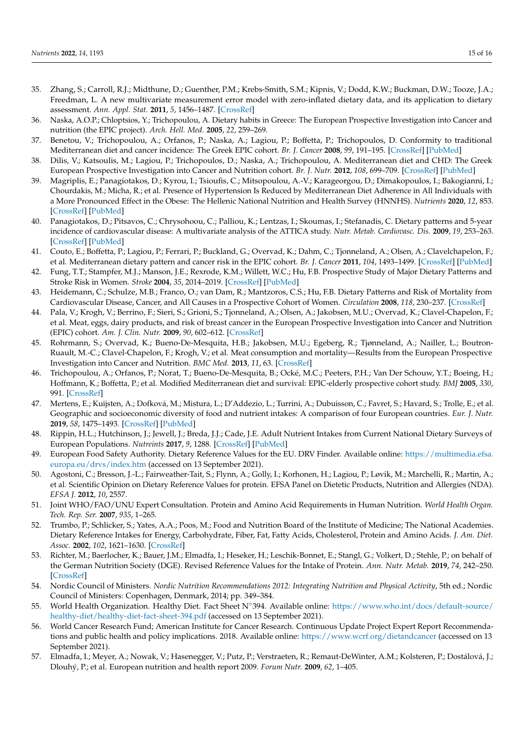35. Zhang, S.; Carroll, R.J.; Midthune, D.; Guenther, P.M.; Krebs-Smith, S.M.; Kipnis, V.; Dodd, K.W.; Buckman, D.W.; Tooze, J.A.; Freedman, L. A new multivariate measurement error model with zero-inflated dietary data, and its application to dietary assessment. *Ann. Appl. Stat.* **2011**, *5*, 1456–1487. [CrossRef]
36. Naska, A.O.P.; Chloptsios, Y.; Trichopoulou, A. Dietary habits in Greece: The European Prospective Investigation into Cancer and nutrition (the EPIC project). *Arch. Hell. Med.* **2005**, *22*, 259–269.
37. Benetou, V.; Trichopoulou, A.; Orfanos, P.; Naska, A.; Lagiou, P.; Boffetta, P.; Trichopoulos, D. Conformity to traditional Mediterranean diet and cancer incidence: The Greek EPIC cohort. *Br. J. Cancer* **2008**, *99*, 191–195. [CrossRef] [PubMed]
38. Dilis, V.; Katsoulis, M.; Lagiou, P.; Trichopoulos, D.; Naska, A.; Trichopoulou, A. Mediterranean diet and CHD: The Greek European Prospective Investigation into Cancer and Nutrition cohort. *Br. J. Nutr.* **2012**, *108*, 699–709. [CrossRef] [PubMed]
39. Magriplis, E.; Panagiotakos, D.; Kyrou, I.; Tsioufis, C.; Mitsopoulou, A.-V.; Karageorgou, D.; Dimakopoulos, I.; Bakogianni, I.; Chourdakis, M.; Micha, R.; et al. Presence of Hypertension Is Reduced by Mediterranean Diet Adherence in All Individuals with a More Pronounced Effect in the Obese: The Hellenic National Nutrition and Health Survey (HNNHS). *Nutrients* **2020**, *12*, 853. [CrossRef] [PubMed]
40. Panagiotakos, D.; Pitsavos, C.; Chrysohoou, C.; Palliou, K.; Lentzas, I.; Skoumas, I.; Stefanadis, C. Dietary patterns and 5-year incidence of cardiovascular disease: A multivariate analysis of the ATTICA study. *Nutr. Metab. Cardiovasc. Dis.* **2009**, *19*, 253–263. [CrossRef] [PubMed]
41. Couto, E.; Boffetta, P.; Lagiou, P.; Ferrari, P.; Buckland, G.; Overvad, K.; Dahm, C.; Tjonneland, A.; Olsen, A.; Clavelchapelon, F.; et al. Mediterranean dietary pattern and cancer risk in the EPIC cohort. *Br. J. Cancer* **2011**, *104*, 1493–1499. [CrossRef] [PubMed]
42. Fung, T.T.; Stampfer, M.J.; Manson, J.E.; Rexrode, K.M.; Willett, W.C.; Hu, F.B. Prospective Study of Major Dietary Patterns and Stroke Risk in Women. *Stroke* **2004**, *35*, 2014–2019. [CrossRef] [PubMed]
43. Heidemann, C.; Schulze, M.B.; Franco, O.; van Dam, R.; Mantzoros, C.S.; Hu, F.B. Dietary Patterns and Risk of Mortality from Cardiovascular Disease, Cancer, and All Causes in a Prospective Cohort of Women. *Circulation* **2008**, *118*, 230–237. [CrossRef]
44. Pala, V.; Krogh, V.; Berrino, F.; Sieri, S.; Grioni, S.; Tjonneland, A.; Olsen, A.; Jakobsen, M.U.; Overvad, K.; Clavel-Chapelon, F.; et al. Meat, eggs, dairy products, and risk of breast cancer in the European Prospective Investigation into Cancer and Nutrition (EPIC) cohort. *Am. J. Clin. Nutr.* **2009**, *90*, 602–612. [CrossRef]
45. Rohrmann, S.; Overvad, K.; Bueno-De-Mesquita, H.B.; Jakobsen, M.U.; Egeberg, R.; Tjønneland, A.; Nailler, L.; Boutron-Ruault, M.-C.; Clavel-Chapelon, F.; Krogh, V.; et al. Meat consumption and mortality—Results from the European Prospective Investigation into Cancer and Nutrition. *BMC Med.* **2013**, *11*, 63. [CrossRef]
46. Trichopoulou, A.; Orfanos, P.; Norat, T.; Bueno-De-Mesquita, B.; Ocké, M.C.; Peeters, P.H.; Van Der Schouw, Y.T.; Boeing, H.; Hoffmann, K.; Boffetta, P.; et al. Modified Mediterranean diet and survival: EPIC-elderly prospective cohort study. *BMJ* **2005**, *330*, 991. [CrossRef]
47. Mertens, E.; Kuijsten, A.; Dofková, M.; Mistura, L.; D'Addezio, L.; Turrini, A.; Dubuisson, C.; Favret, S.; Havard, S.; Trolle, E.; et al. Geographic and socioeconomic diversity of food and nutrient intakes: A comparison of four European countries. *Eur. J. Nutr.* **2019**, *58*, 1475–1493. [CrossRef] [PubMed]
48. Rippin, H.L.; Hutchinson, J.; Jewell, J.; Breda, J.J.; Cade, J.E. Adult Nutrient Intakes from Current National Dietary Surveys of European Populations. *Nutrients* **2017**, *9*, 1288. [CrossRef] [PubMed]
49. European Food Safety Authority. Dietary Reference Values for the EU. DRV Finder. Available online: https://multimedia.efsa.europa.eu/drvs/index.htm (accessed on 13 September 2021).
50. Agostoni, C.; Bresson, J.-L.; Fairweather-Tait, S.; Flynn, A.; Golly, I.; Korhonen, H.; Lagiou, P.; Løvik, M.; Marchelli, R.; Martin, A.; et al. Scientific Opinion on Dietary Reference Values for protein. EFSA Panel on Dietetic Products, Nutrition and Allergies (NDA). *EFSA J.* **2012**, *10*, 2557.
51. Joint WHO/FAO/UNU Expert Consultation. Protein and Amino Acid Requirements in Human Nutrition. *World Health Organ. Tech. Rep. Ser.* **2007**, *935*, 1–265.
52. Trumbo, P.; Schlicker, S.; Yates, A.A.; Poos, M.; Food and Nutrition Board of the Institute of Medicine; The National Academies. Dietary Reference Intakes for Energy, Carbohydrate, Fiber, Fat, Fatty Acids, Cholesterol, Protein and Amino Acids. *J. Am. Diet. Assoc.* **2002**, *102*, 1621–1630. [CrossRef]
53. Richter, M.; Baerlocher, K.; Bauer, J.M.; Elmadfa, I.; Heseker, H.; Leschik-Bonnet, E.; Stangl, G.; Volkert, D.; Stehle, P.; on behalf of the German Nutrition Society (DGE). Revised Reference Values for the Intake of Protein. *Ann. Nutr. Metab.* **2019**, *74*, 242–250. [CrossRef]
54. Nordic Council of Ministers. *Nordic Nutrition Recommendations 2012: Integrating Nutrition and Physical Activity*, 5th ed.; Nordic Council of Ministers: Copenhagen, Denmark, 2014; pp. 349–384.
55. World Health Organization. Healthy Diet. Fact Sheet N°394. Available online: https://www.who.int/docs/default-source/healthy-diet/healthy-diet-fact-sheet-394.pdf (accessed on 13 September 2021).
56. World Cancer Research Fund; American Institute for Cancer Research. Continuous Update Project Expert Report Recommendations and public health and policy implications. 2018. Available online: https://www.wcrf.org/dietandcancer (accessed on 13 September 2021).
57. Elmadfa, I.; Meyer, A.; Nowak, V.; Hasenegger, V.; Putz, P.; Verstraeten, R.; Remaut-DeWinter, A.M.; Kolsteren, P.; Dostálová, J.; Dlouhý, P.; et al. European nutrition and health report 2009. *Forum Nutr.* **2009**, *62*, 1–405.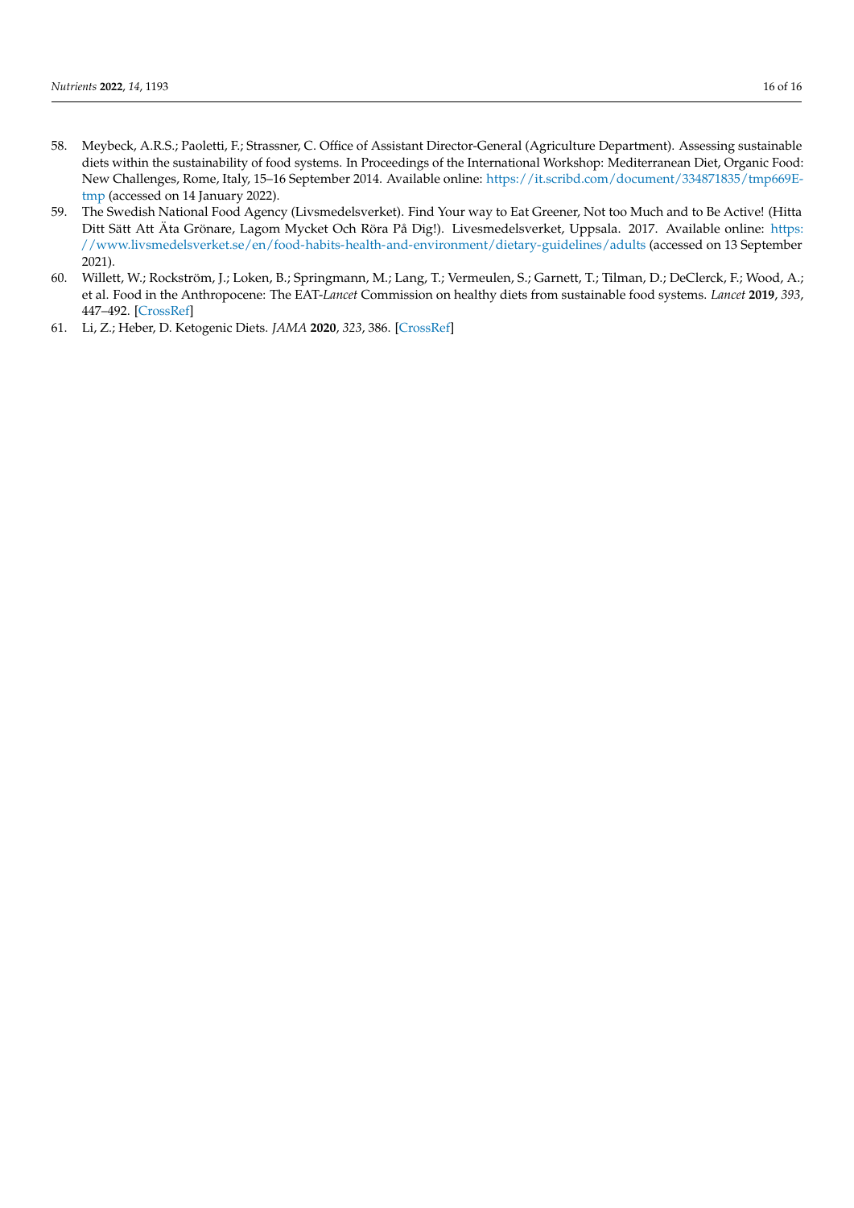58. Meybeck, A.R.S.; Paoletti, F.; Strassner, C. Office of Assistant Director-General (Agriculture Department). Assessing sustainable diets within the sustainability of food systems. In Proceedings of the International Workshop: Mediterranean Diet, Organic Food: New Challenges, Rome, Italy, 15–16 September 2014. Available online: https://it.scribd.com/document/334871835/tmp669E-tmp (accessed on 14 January 2022).
59. The Swedish National Food Agency (Livsmedelsverket). Find Your way to Eat Greener, Not too Much and to Be Active! (Hitta Ditt Sätt Att Äta Grönare, Lagom Mycket Och Röra På Dig!). Livesmedelsverket, Uppsala. 2017. Available online: https://www.livsmedelsverket.se/en/food-habits-health-and-environment/dietary-guidelines/adults (accessed on 13 September 2021).
60. Willett, W.; Rockström, J.; Loken, B.; Springmann, M.; Lang, T.; Vermeulen, S.; Garnett, T.; Tilman, D.; DeClerck, F.; Wood, A.; et al. Food in the Anthropocene: The EAT-*Lancet* Commission on healthy diets from sustainable food systems. *Lancet* **2019**, *393*, 447–492. [CrossRef]
61. Li, Z.; Heber, D. Ketogenic Diets. *JAMA* **2020**, *323*, 386. [CrossRef]